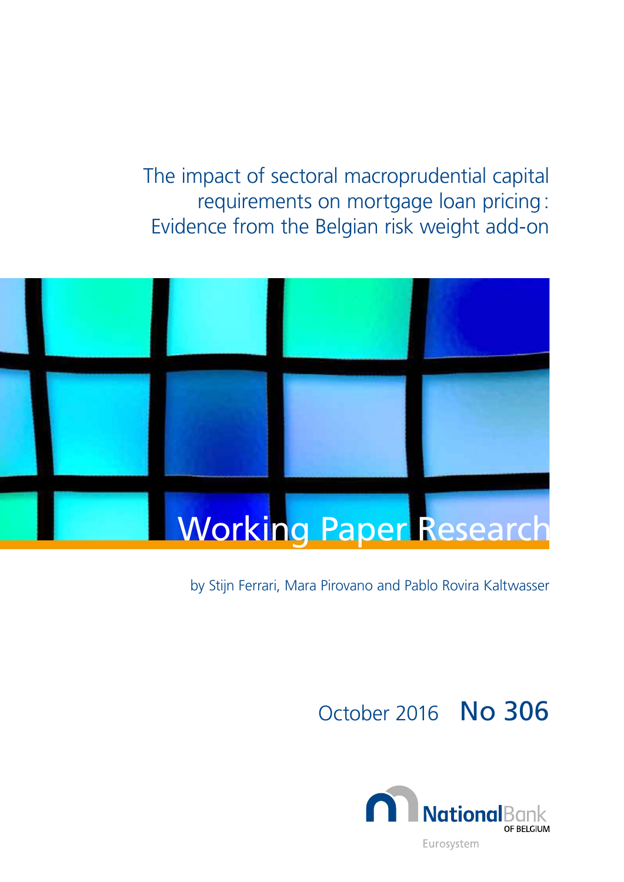# The impact of sectoral macroprudential capital requirements on mortgage loan pricing: Evidence from the Belgian risk weight add-on

Working Paper Research

by Stijn Ferrari, Mara Pirovano and Pablo Rovira Kaltwasser

October 2016 No 306

National Bank of Belgium

Eurosystem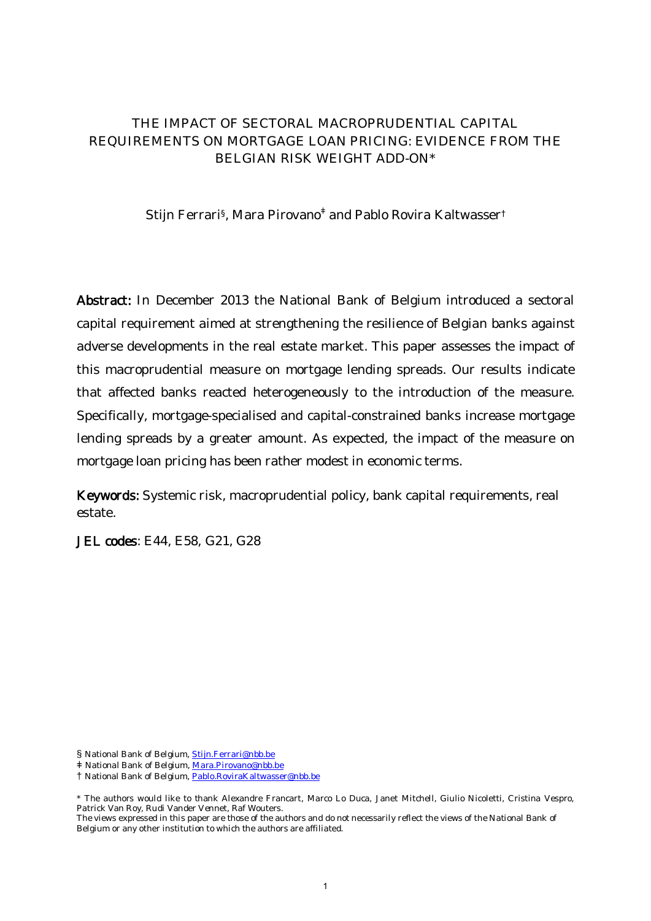# THE IMPACT OF SECTORAL MACROPRUDENTIAL CAPITAL REQUIREMENTS ON MORTGAGE LOAN PRICING: EVIDENCE FROM THE BELGIAN RISK WEIGHT ADD-ON*

Stijn Ferrari§, Mara Pirovano‡ and Pablo Rovira Kaltwasser†

**Abstract:** In December 2013 the National Bank of Belgium introduced a sectoral capital requirement aimed at strengthening the resilience of Belgian banks against adverse developments in the real estate market. This paper assesses the impact of this macroprudential measure on mortgage lending spreads. Our results indicate that affected banks reacted heterogeneously to the introduction of the measure. Specifically, mortgage-specialised and capital-constrained banks increase mortgage lending spreads by a greater amount. As expected, the impact of the measure on mortgage loan pricing has been rather modest in economic terms.

**Keywords:** Systemic risk, macroprudential policy, bank capital requirements, real estate.

**JEL codes**: E44, E58, G21, G28

§ National Bank of Belgium, Stijn.Ferrari@nbb.be

‡ National Bank of Belgium, Mara.Pirovano@nbb.be

† National Bank of Belgium, Pablo.RoviraKaltwasser@nbb.be

* The authors would like to thank Alexandre Francart, Marco Lo Duca, Janet Mitchell, Giulio Nicoletti, Cristina Vespro, Patrick Van Roy, Rudi Vander Vennet, Raf Wouters.

The views expressed in this paper are those of the authors and do not necessarily reflect the views of the National Bank of Belgium or any other institution to which the authors are affiliated.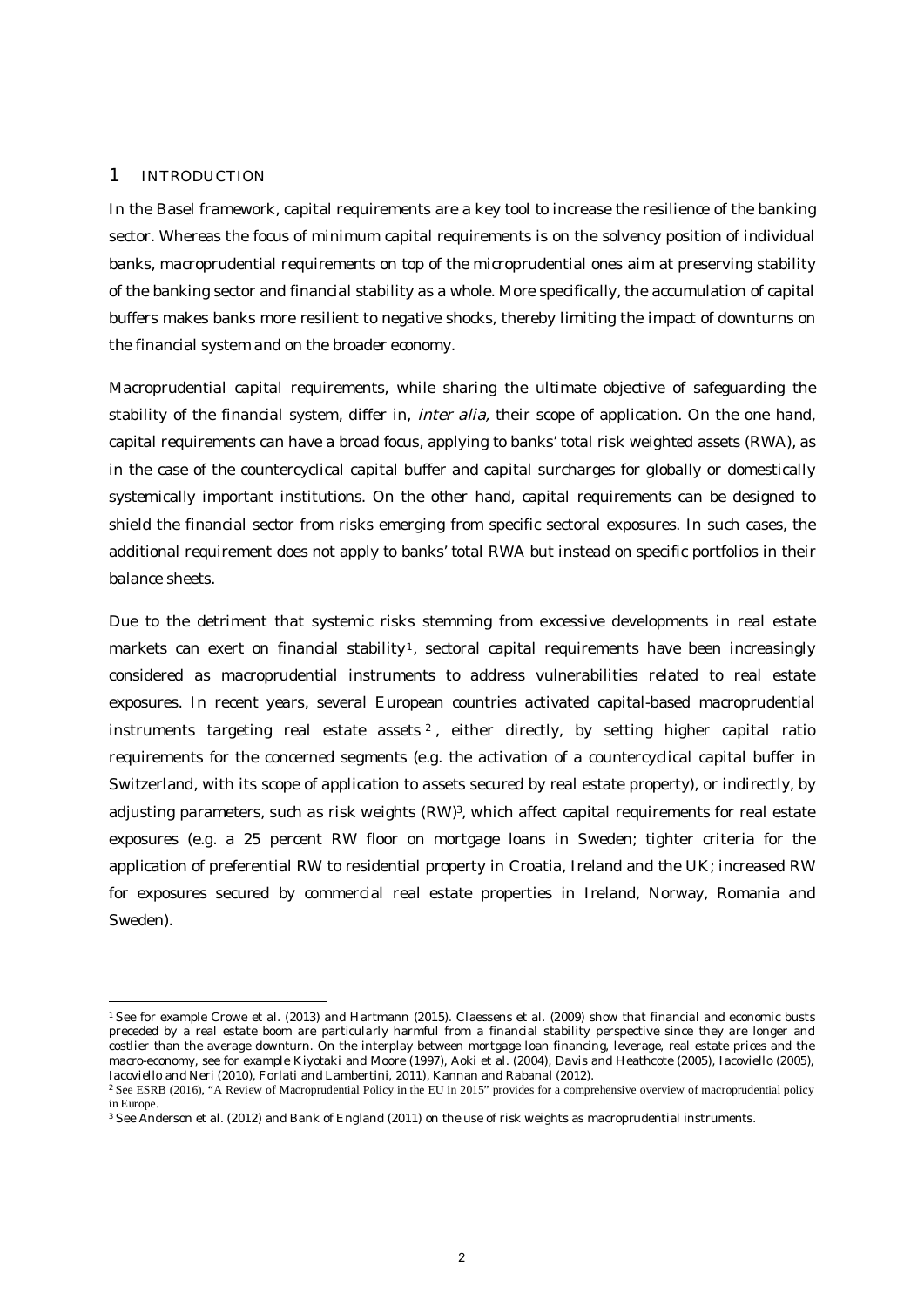# 1 INTRODUCTION

In the Basel framework, capital requirements are a key tool to increase the resilience of the banking sector. Whereas the focus of minimum capital requirements is on the solvency position of individual banks, macroprudential requirements on top of the microprudential ones aim at preserving stability of the banking sector and financial stability as a whole. More specifically, the accumulation of capital buffers makes banks more resilient to negative shocks, thereby limiting the impact of downturns on the financial system and on the broader economy.

Macroprudential capital requirements, while sharing the ultimate objective of safeguarding the stability of the financial system, differ in, *inter alia,* their scope of application. On the one hand, capital requirements can have a broad focus, applying to banks' total risk weighted assets (RWA), as in the case of the countercyclical capital buffer and capital surcharges for globally or domestically systemically important institutions. On the other hand, capital requirements can be designed to shield the financial sector from risks emerging from specific sectoral exposures. In such cases, the additional requirement does not apply to banks' total RWA but instead on specific portfolios in their balance sheets.

Due to the detriment that systemic risks stemming from excessive developments in real estate markets can exert on financial stability[1], sectoral capital requirements have been increasingly considered as macroprudential instruments to address vulnerabilities related to real estate exposures. In recent years, several European countries activated capital-based macroprudential instruments targeting real estate assets[2], either directly, by setting higher capital ratio requirements for the concerned segments (e.g. the activation of a countercyclical capital buffer in Switzerland, with its scope of application to assets secured by real estate property), or indirectly, by adjusting parameters, such as risk weights (RW)[3], which affect capital requirements for real estate exposures (e.g. a 25 percent RW floor on mortgage loans in Sweden; tighter criteria for the application of preferential RW to residential property in Croatia, Ireland and the UK; increased RW for exposures secured by commercial real estate properties in Ireland, Norway, Romania and Sweden).

---

[1] See for example Crowe et al. (2013) and Hartmann (2015). Claessens et al. (2009) show that financial and economic busts preceded by a real estate boom are particularly harmful from a financial stability perspective since they are longer and costlier than the average downturn. On the interplay between mortgage loan financing, leverage, real estate prices and the macro-economy, see for example Kiyotaki and Moore (1997), Aoki et al. (2004), Davis and Heathcote (2005), Iacoviello (2005), Iacoviello and Neri (2010), Forlati and Lambertini, 2011), Kannan and Rabanal (2012).

[2] See ESRB (2016), "A Review of Macroprudential Policy in the EU in 2015" provides for a comprehensive overview of macroprudential policy in Europe.

[3] See Anderson et al. (2012) and Bank of England (2011) on the use of risk weights as macroprudential instruments.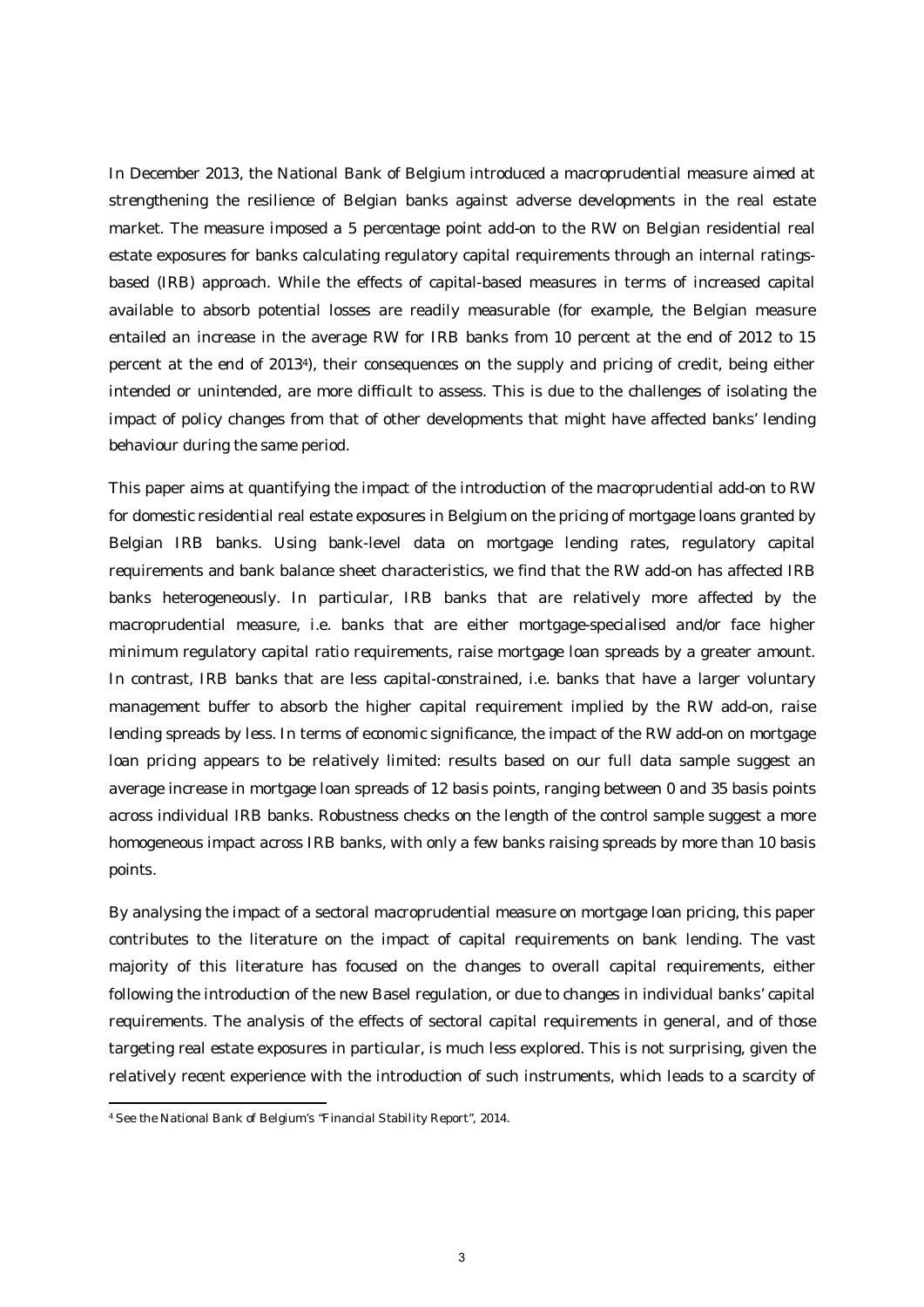In December 2013, the National Bank of Belgium introduced a macroprudential measure aimed at strengthening the resilience of Belgian banks against adverse developments in the real estate market. The measure imposed a 5 percentage point add-on to the RW on Belgian residential real estate exposures for banks calculating regulatory capital requirements through an internal ratings-based (IRB) approach. While the effects of capital-based measures in terms of increased capital available to absorb potential losses are readily measurable (for example, the Belgian measure entailed an increase in the average RW for IRB banks from 10 percent at the end of 2012 to 15 percent at the end of 2013[4]), their consequences on the supply and pricing of credit, being either intended or unintended, are more difficult to assess. This is due to the challenges of isolating the impact of policy changes from that of other developments that might have affected banks' lending behaviour during the same period.

This paper aims at quantifying the impact of the introduction of the macroprudential add-on to RW for domestic residential real estate exposures in Belgium on the pricing of mortgage loans granted by Belgian IRB banks. Using bank-level data on mortgage lending rates, regulatory capital requirements and bank balance sheet characteristics, we find that the RW add-on has affected IRB banks heterogeneously. In particular, IRB banks that are relatively more affected by the macroprudential measure, i.e. banks that are either mortgage-specialised and/or face higher minimum regulatory capital ratio requirements, raise mortgage loan spreads by a greater amount. In contrast, IRB banks that are less capital-constrained, i.e. banks that have a larger voluntary management buffer to absorb the higher capital requirement implied by the RW add-on, raise lending spreads by less. In terms of economic significance, the impact of the RW add-on on mortgage loan pricing appears to be relatively limited: results based on our full data sample suggest an average increase in mortgage loan spreads of 12 basis points, ranging between 0 and 35 basis points across individual IRB banks. Robustness checks on the length of the control sample suggest a more homogeneous impact across IRB banks, with only a few banks raising spreads by more than 10 basis points.

By analysing the impact of a sectoral macroprudential measure on mortgage loan pricing, this paper contributes to the literature on the impact of capital requirements on bank lending. The vast majority of this literature has focused on the changes to overall capital requirements, either following the introduction of the new Basel regulation, or due to changes in individual banks' capital requirements. The analysis of the effects of sectoral capital requirements in general, and of those targeting real estate exposures in particular, is much less explored. This is not surprising, given the relatively recent experience with the introduction of such instruments, which leads to a scarcity of

[4] See the National Bank of Belgium's "Financial Stability Report", 2014.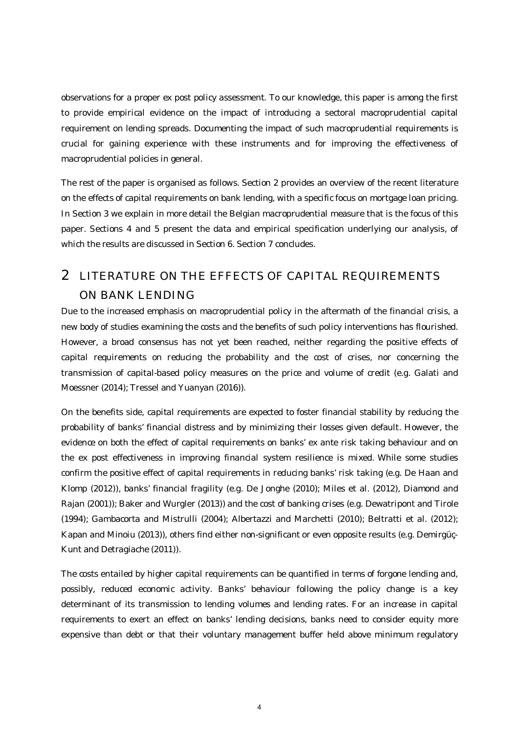observations for a proper ex post policy assessment. To our knowledge, this paper is among the first to provide empirical evidence on the impact of introducing a sectoral macroprudential capital requirement on lending spreads. Documenting the impact of such macroprudential requirements is crucial for gaining experience with these instruments and for improving the effectiveness of macroprudential policies in general.

The rest of the paper is organised as follows. Section 2 provides an overview of the recent literature on the effects of capital requirements on bank lending, with a specific focus on mortgage loan pricing. In Section 3 we explain in more detail the Belgian macroprudential measure that is the focus of this paper. Sections 4 and 5 present the data and empirical specification underlying our analysis, of which the results are discussed in Section 6. Section 7 concludes.

# 2 LITERATURE ON THE EFFECTS OF CAPITAL REQUIREMENTS ON BANK LENDING

Due to the increased emphasis on macroprudential policy in the aftermath of the financial crisis, a new body of studies examining the costs and the benefits of such policy interventions has flourished. However, a broad consensus has not yet been reached, neither regarding the positive effects of capital requirements on reducing the probability and the cost of crises, nor concerning the transmission of capital-based policy measures on the price and volume of credit (e.g. Galati and Moessner (2014); Tressel and Yuanyan (2016)).

On the benefits side, capital requirements are expected to foster financial stability by reducing the probability of banks' financial distress and by minimizing their losses given default. However, the evidence on both the effect of capital requirements on banks' ex ante risk taking behaviour and on the ex post effectiveness in improving financial system resilience is mixed. While some studies confirm the positive effect of capital requirements in reducing banks' risk taking (e.g. De Haan and Klomp (2012)), banks' financial fragility (e.g. De Jonghe (2010); Miles et al. (2012), Diamond and Rajan (2001)); Baker and Wurgler (2013)) and the cost of banking crises (e.g. Dewatripont and Tirole (1994); Gambacorta and Mistrulli (2004); Albertazzi and Marchetti (2010); Beltratti et al. (2012); Kapan and Minoiu (2013)), others find either non-significant or even opposite results (e.g. Demirgüç-Kunt and Detragiache (2011)).

The costs entailed by higher capital requirements can be quantified in terms of forgone lending and, possibly, reduced economic activity. Banks' behaviour following the policy change is a key determinant of its transmission to lending volumes and lending rates. For an increase in capital requirements to exert an effect on banks' lending decisions, banks need to consider equity more expensive than debt or that their voluntary management buffer held above minimum regulatory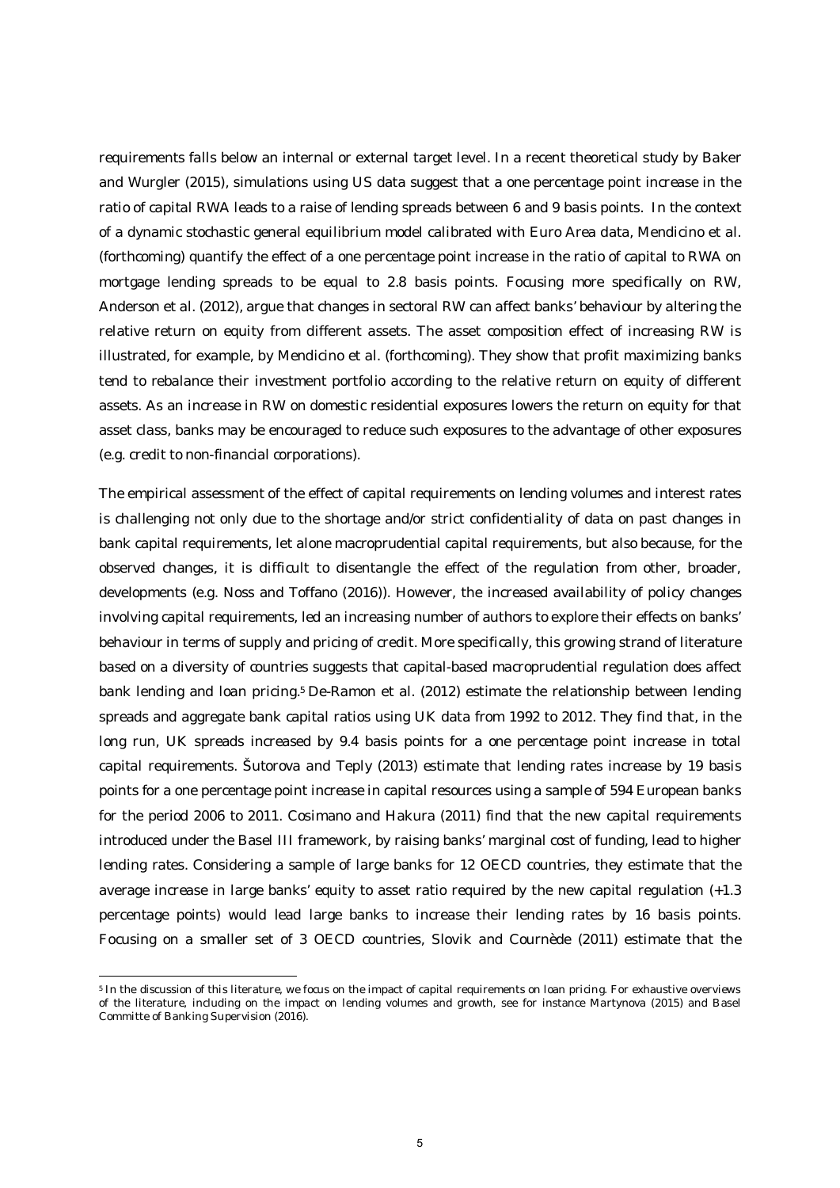requirements falls below an internal or external target level. In a recent theoretical study by Baker and Wurgler (2015), simulations using US data suggest that a one percentage point increase in the ratio of capital RWA leads to a raise of lending spreads between 6 and 9 basis points. In the context of a dynamic stochastic general equilibrium model calibrated with Euro Area data, Mendicino et al. (forthcoming) quantify the effect of a one percentage point increase in the ratio of capital to RWA on mortgage lending spreads to be equal to 2.8 basis points. Focusing more specifically on RW, Anderson et al. (2012), argue that changes in sectoral RW can affect banks' behaviour by altering the relative return on equity from different assets. The asset composition effect of increasing RW is illustrated, for example, by Mendicino et al. (forthcoming). They show that profit maximizing banks tend to rebalance their investment portfolio according to the relative return on equity of different assets. As an increase in RW on domestic residential exposures lowers the return on equity for that asset class, banks may be encouraged to reduce such exposures to the advantage of other exposures (e.g. credit to non-financial corporations).

The empirical assessment of the effect of capital requirements on lending volumes and interest rates is challenging not only due to the shortage and/or strict confidentiality of data on past changes in bank capital requirements, let alone macroprudential capital requirements, but also because, for the observed changes, it is difficult to disentangle the effect of the regulation from other, broader, developments (e.g. Noss and Toffano (2016)). However, the increased availability of policy changes involving capital requirements, led an increasing number of authors to explore their effects on banks' behaviour in terms of supply and pricing of credit. More specifically, this growing strand of literature based on a diversity of countries suggests that capital-based macroprudential regulation does affect bank lending and loan pricing.[5] De-Ramon et al. (2012) estimate the relationship between lending spreads and aggregate bank capital ratios using UK data from 1992 to 2012. They find that, in the long run, UK spreads increased by 9.4 basis points for a one percentage point increase in total capital requirements. Šutorova and Teply (2013) estimate that lending rates increase by 19 basis points for a one percentage point increase in capital resources using a sample of 594 European banks for the period 2006 to 2011. Cosimano and Hakura (2011) find that the new capital requirements introduced under the Basel III framework, by raising banks' marginal cost of funding, lead to higher lending rates. Considering a sample of large banks for 12 OECD countries, they estimate that the average increase in large banks' equity to asset ratio required by the new capital regulation (+1.3 percentage points) would lead large banks to increase their lending rates by 16 basis points. Focusing on a smaller set of 3 OECD countries, Slovik and Cournède (2011) estimate that the

[5] In the discussion of this literature, we focus on the impact of capital requirements on loan pricing. For exhaustive overviews of the literature, including on the impact on lending volumes and growth, see for instance Martynova (2015) and Basel Committe of Banking Supervision (2016).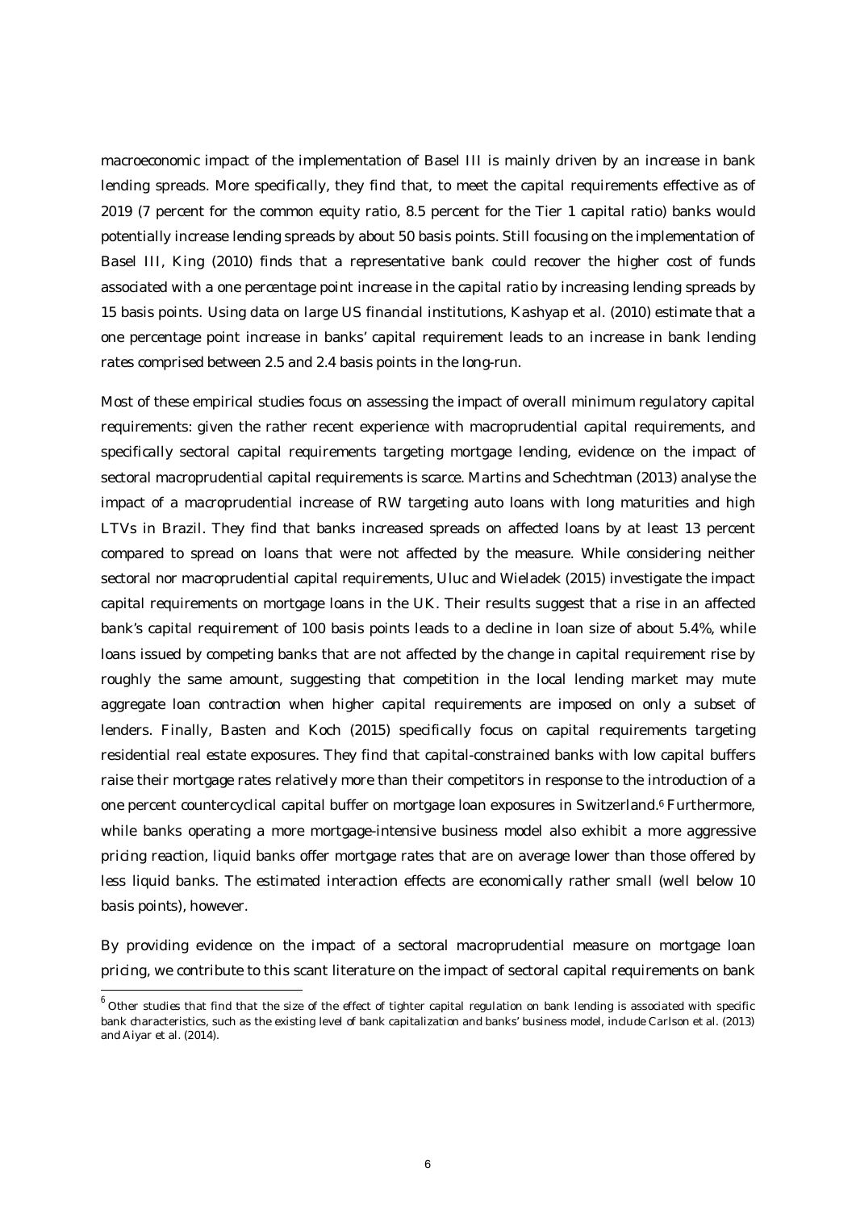macroeconomic impact of the implementation of Basel III is mainly driven by an increase in bank lending spreads. More specifically, they find that, to meet the capital requirements effective as of 2019 (7 percent for the common equity ratio, 8.5 percent for the Tier 1 capital ratio) banks would potentially increase lending spreads by about 50 basis points. Still focusing on the implementation of Basel III, King (2010) finds that a representative bank could recover the higher cost of funds associated with a one percentage point increase in the capital ratio by increasing lending spreads by 15 basis points. Using data on large US financial institutions, Kashyap et al. (2010) estimate that a one percentage point increase in banks' capital requirement leads to an increase in bank lending rates comprised between 2.5 and 2.4 basis points in the long-run.

Most of these empirical studies focus on assessing the impact of overall minimum regulatory capital requirements: given the rather recent experience with macroprudential capital requirements, and specifically sectoral capital requirements targeting mortgage lending, evidence on the impact of sectoral macroprudential capital requirements is scarce. Martins and Schechtman (2013) analyse the impact of a macroprudential increase of RW targeting auto loans with long maturities and high LTVs in Brazil. They find that banks increased spreads on affected loans by at least 13 percent compared to spread on loans that were not affected by the measure. While considering neither sectoral nor macroprudential capital requirements, Uluc and Wieladek (2015) investigate the impact capital requirements on mortgage loans in the UK. Their results suggest that a rise in an affected bank's capital requirement of 100 basis points leads to a decline in loan size of about 5.4%, while loans issued by competing banks that are not affected by the change in capital requirement rise by roughly the same amount, suggesting that competition in the local lending market may mute aggregate loan contraction when higher capital requirements are imposed on only a subset of lenders. Finally, Basten and Koch (2015) specifically focus on capital requirements targeting residential real estate exposures. They find that capital-constrained banks with low capital buffers raise their mortgage rates relatively more than their competitors in response to the introduction of a one percent countercyclical capital buffer on mortgage loan exposures in Switzerland.[6] Furthermore, while banks operating a more mortgage-intensive business model also exhibit a more aggressive pricing reaction, liquid banks offer mortgage rates that are on average lower than those offered by less liquid banks. The estimated interaction effects are economically rather small (well below 10 basis points), however.

By providing evidence on the impact of a sectoral macroprudential measure on mortgage loan pricing, we contribute to this scant literature on the impact of sectoral capital requirements on bank

[6] Other studies that find that the size of the effect of tighter capital regulation on bank lending is associated with specific bank characteristics, such as the existing level of bank capitalization and banks' business model, include Carlson et al. (2013) and Aiyar et al. (2014).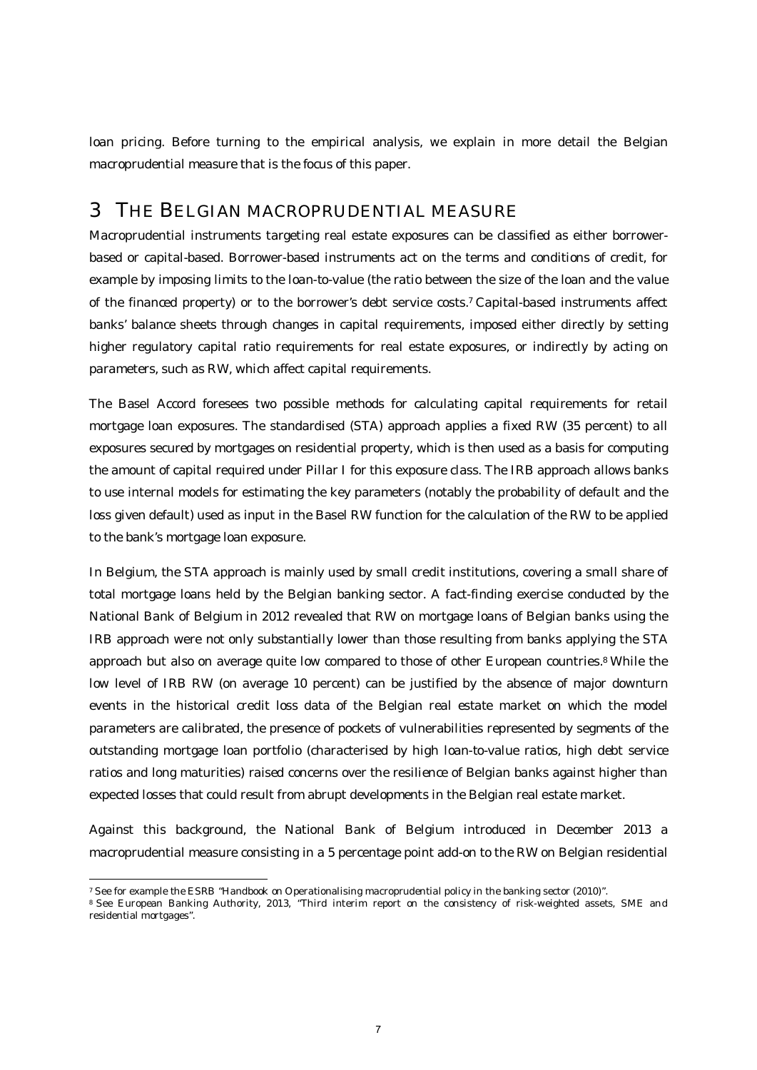loan pricing. Before turning to the empirical analysis, we explain in more detail the Belgian macroprudential measure that is the focus of this paper.

# 3 THE BELGIAN MACROPRUDENTIAL MEASURE

Macroprudential instruments targeting real estate exposures can be classified as either borrower-based or capital-based. Borrower-based instruments act on the terms and conditions of credit, for example by imposing limits to the loan-to-value (the ratio between the size of the loan and the value of the financed property) or to the borrower's debt service costs.[7] Capital-based instruments affect banks' balance sheets through changes in capital requirements, imposed either directly by setting higher regulatory capital ratio requirements for real estate exposures, or indirectly by acting on parameters, such as RW, which affect capital requirements.

The Basel Accord foresees two possible methods for calculating capital requirements for retail mortgage loan exposures. The standardised (STA) approach applies a fixed RW (35 percent) to all exposures secured by mortgages on residential property, which is then used as a basis for computing the amount of capital required under Pillar I for this exposure class. The IRB approach allows banks to use internal models for estimating the key parameters (notably the probability of default and the loss given default) used as input in the Basel RW function for the calculation of the RW to be applied to the bank's mortgage loan exposure.

In Belgium, the STA approach is mainly used by small credit institutions, covering a small share of total mortgage loans held by the Belgian banking sector. A fact-finding exercise conducted by the National Bank of Belgium in 2012 revealed that RW on mortgage loans of Belgian banks using the IRB approach were not only substantially lower than those resulting from banks applying the STA approach but also on average quite low compared to those of other European countries.[8] While the low level of IRB RW (on average 10 percent) can be justified by the absence of major downturn events in the historical credit loss data of the Belgian real estate market on which the model parameters are calibrated, the presence of pockets of vulnerabilities represented by segments of the outstanding mortgage loan portfolio (characterised by high loan-to-value ratios, high debt service ratios and long maturities) raised concerns over the resilience of Belgian banks against higher than expected losses that could result from abrupt developments in the Belgian real estate market.

Against this background, the National Bank of Belgium introduced in December 2013 a macroprudential measure consisting in a 5 percentage point add-on to the RW on Belgian residential

[7] See for example the ESRB "Handbook on Operationalising macroprudential policy in the banking sector (2010)".

[8] See European Banking Authority, 2013, "Third interim report on the consistency of risk-weighted assets, SME and residential mortgages".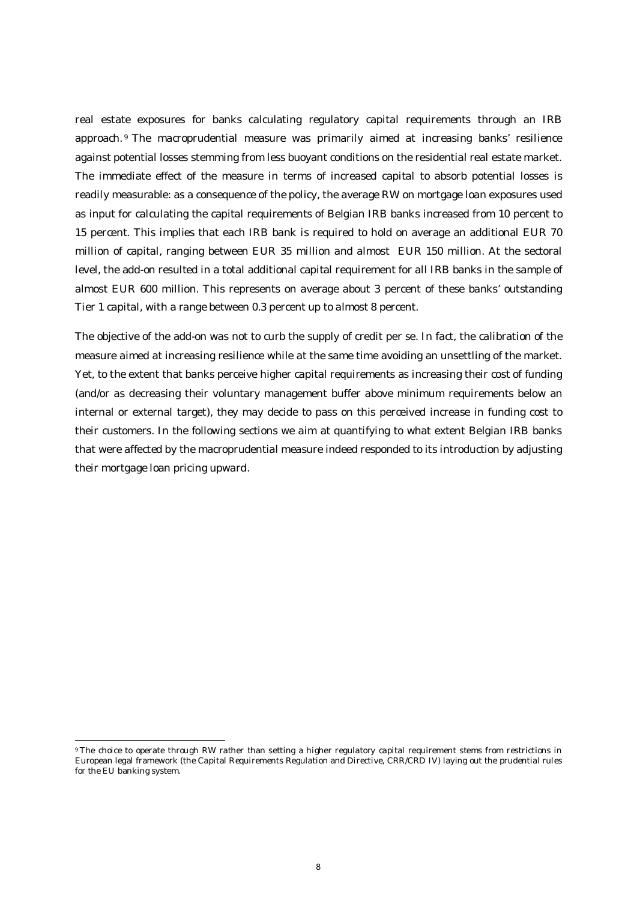real estate exposures for banks calculating regulatory capital requirements through an IRB approach.[9] The macroprudential measure was primarily aimed at increasing banks' resilience against potential losses stemming from less buoyant conditions on the residential real estate market. The immediate effect of the measure in terms of increased capital to absorb potential losses is readily measurable: as a consequence of the policy, the average RW on mortgage loan exposures used as input for calculating the capital requirements of Belgian IRB banks increased from 10 percent to 15 percent. This implies that each IRB bank is required to hold on average an additional EUR 70 million of capital, ranging between EUR 35 million and almost EUR 150 million. At the sectoral level, the add-on resulted in a total additional capital requirement for all IRB banks in the sample of almost EUR 600 million. This represents on average about 3 percent of these banks' outstanding Tier 1 capital, with a range between 0.3 percent up to almost 8 percent.

The objective of the add-on was not to curb the supply of credit per se. In fact, the calibration of the measure aimed at increasing resilience while at the same time avoiding an unsettling of the market. Yet, to the extent that banks perceive higher capital requirements as increasing their cost of funding (and/or as decreasing their voluntary management buffer above minimum requirements below an internal or external target), they may decide to pass on this perceived increase in funding cost to their customers. In the following sections we aim at quantifying to what extent Belgian IRB banks that were affected by the macroprudential measure indeed responded to its introduction by adjusting their mortgage loan pricing upward.

[9] The choice to operate through RW rather than setting a higher regulatory capital requirement stems from restrictions in European legal framework (the Capital Requirements Regulation and Directive, CRR/CRD IV) laying out the prudential rules for the EU banking system.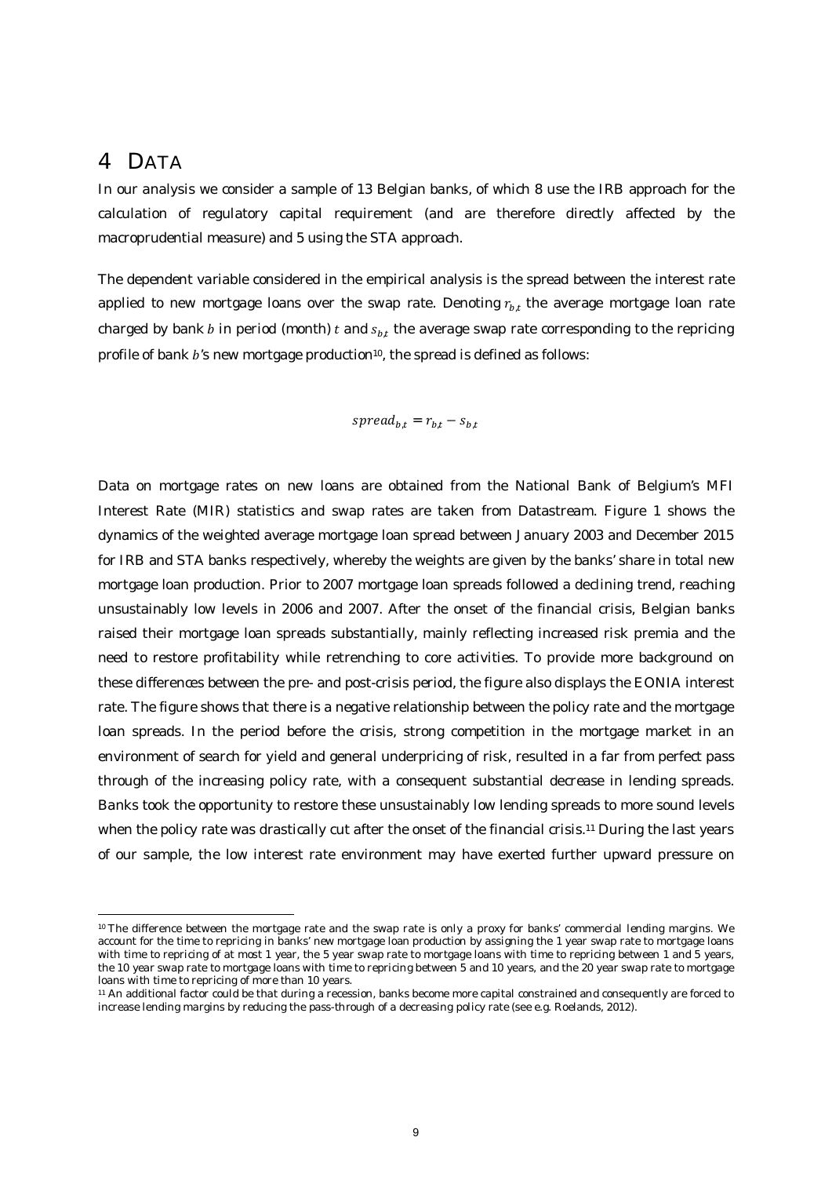# 4 DATA

In our analysis we consider a sample of 13 Belgian banks, of which 8 use the IRB approach for the calculation of regulatory capital requirement (and are therefore directly affected by the macroprudential measure) and 5 using the STA approach.

The dependent variable considered in the empirical analysis is the spread between the interest rate applied to new mortgage loans over the swap rate. Denoting $r_{b,t}$ the average mortgage loan rate charged by bank $b$ in period (month) $t$ and $s_{b,t}$ the average swap rate corresponding to the repricing profile of bank $b$'s new mortgage production[10], the spread is defined as follows:

$$spread_{b,t} = r_{b,t} - s_{b,t}$$

Data on mortgage rates on new loans are obtained from the National Bank of Belgium's MFI Interest Rate (MIR) statistics and swap rates are taken from Datastream. Figure 1 shows the dynamics of the weighted average mortgage loan spread between January 2003 and December 2015 for IRB and STA banks respectively, whereby the weights are given by the banks' share in total new mortgage loan production. Prior to 2007 mortgage loan spreads followed a declining trend, reaching unsustainably low levels in 2006 and 2007. After the onset of the financial crisis, Belgian banks raised their mortgage loan spreads substantially, mainly reflecting increased risk premia and the need to restore profitability while retrenching to core activities. To provide more background on these differences between the pre- and post-crisis period, the figure also displays the EONIA interest rate. The figure shows that there is a negative relationship between the policy rate and the mortgage loan spreads. In the period before the crisis, strong competition in the mortgage market in an environment of search for yield and general underpricing of risk, resulted in a far from perfect pass through of the increasing policy rate, with a consequent substantial decrease in lending spreads. Banks took the opportunity to restore these unsustainably low lending spreads to more sound levels when the policy rate was drastically cut after the onset of the financial crisis.[11] During the last years of our sample, the low interest rate environment may have exerted further upward pressure on

[10] The difference between the mortgage rate and the swap rate is only a proxy for banks' commercial lending margins. We account for the time to repricing in banks' new mortgage loan production by assigning the 1 year swap rate to mortgage loans with time to repricing of at most 1 year, the 5 year swap rate to mortgage loans with time to repricing between 1 and 5 years, the 10 year swap rate to mortgage loans with time to repricing between 5 and 10 years, and the 20 year swap rate to mortgage loans with time to repricing of more than 10 years.

[11] An additional factor could be that during a recession, banks become more capital constrained and consequently are forced to increase lending margins by reducing the pass-through of a decreasing policy rate (see e.g. Roelands, 2012).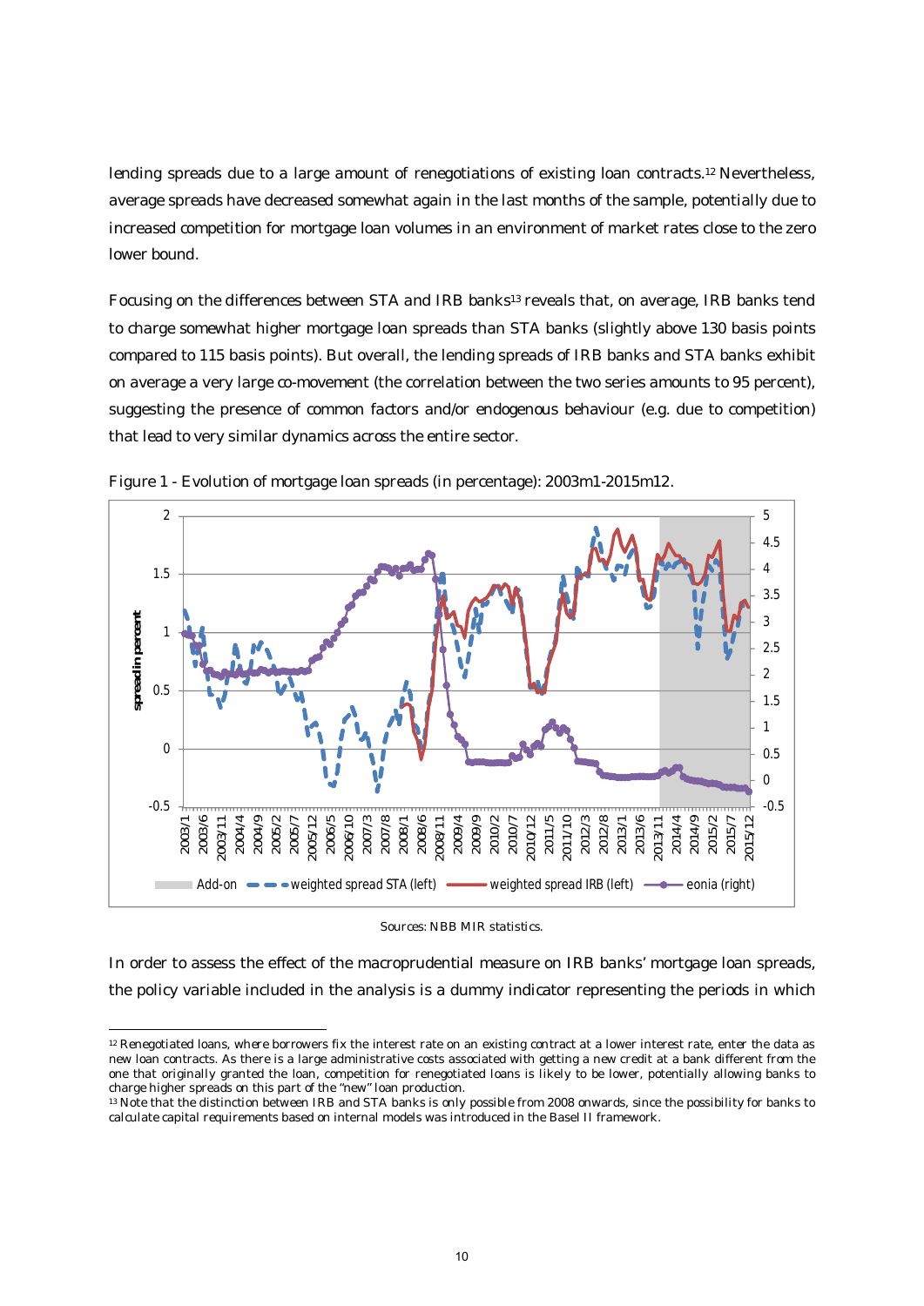lending spreads due to a large amount of renegotiations of existing loan contracts.[12] Nevertheless, average spreads have decreased somewhat again in the last months of the sample, potentially due to increased competition for mortgage loan volumes in an environment of market rates close to the zero lower bound.

Focusing on the differences between STA and IRB banks[13] reveals that, on average, IRB banks tend to charge somewhat higher mortgage loan spreads than STA banks (slightly above 130 basis points compared to 115 basis points). But overall, the lending spreads of IRB banks and STA banks exhibit on average a very large co-movement (the correlation between the two series amounts to 95 percent), suggesting the presence of common factors and/or endogenous behaviour (e.g. due to competition) that lead to very similar dynamics across the entire sector.

Figure 1 - Evolution of mortgage loan spreads (in percentage): 2003m1-2015m12.

Sources: NBB MIR statistics.

In order to assess the effect of the macroprudential measure on IRB banks' mortgage loan spreads, the policy variable included in the analysis is a dummy indicator representing the periods in which

[12] Renegotiated loans, where borrowers fix the interest rate on an existing contract at a lower interest rate, enter the data as new loan contracts. As there is a large administrative costs associated with getting a new credit at a bank different from the one that originally granted the loan, competition for renegotiated loans is likely to be lower, potentially allowing banks to charge higher spreads on this part of the "new" loan production.

[13] Note that the distinction between IRB and STA banks is only possible from 2008 onwards, since the possibility for banks to calculate capital requirements based on internal models was introduced in the Basel II framework.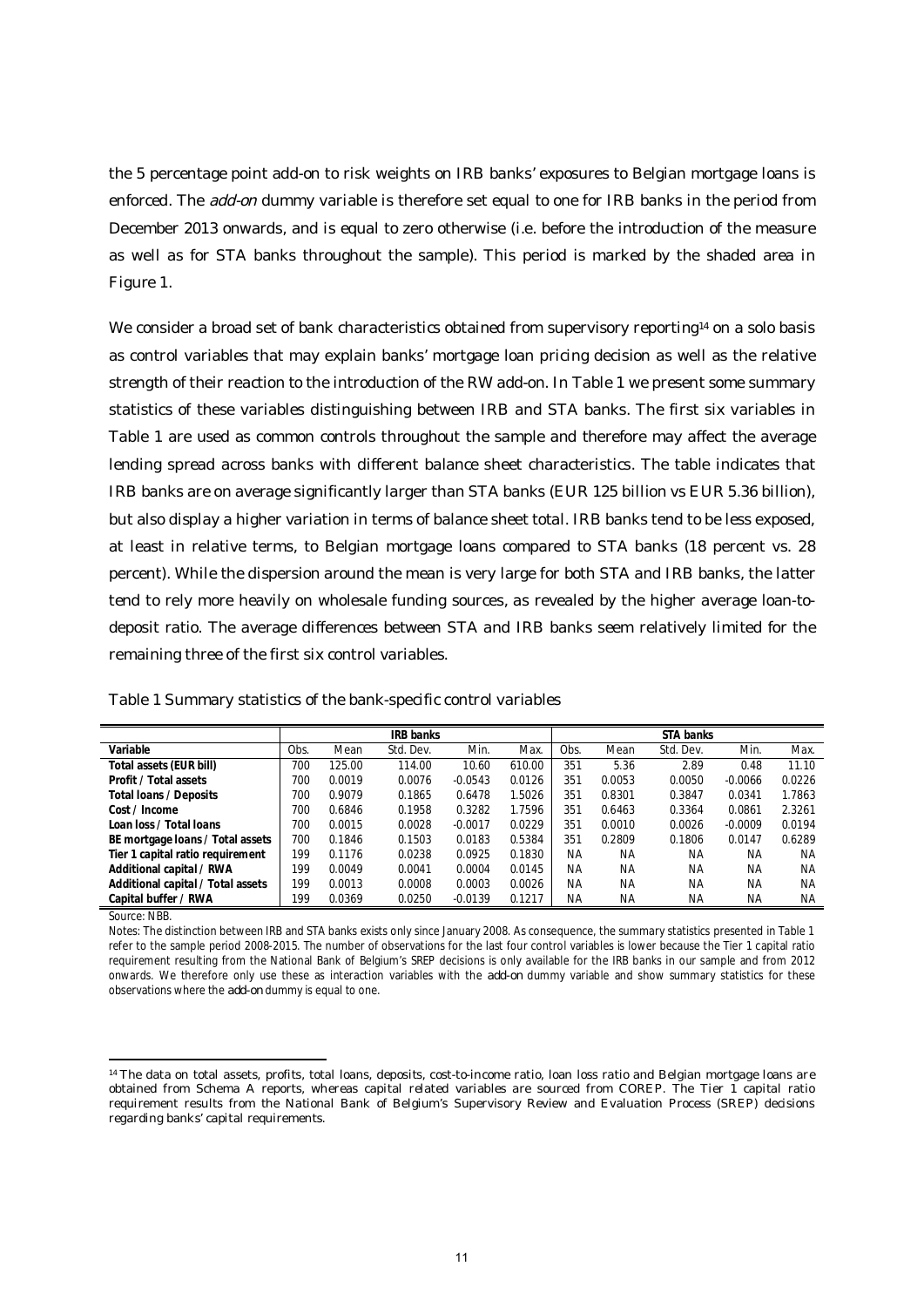the 5 percentage point add-on to risk weights on IRB banks' exposures to Belgian mortgage loans is enforced. The *add-on* dummy variable is therefore set equal to one for IRB banks in the period from December 2013 onwards, and is equal to zero otherwise (i.e. before the introduction of the measure as well as for STA banks throughout the sample). This period is marked by the shaded area in Figure 1.

We consider a broad set of bank characteristics obtained from supervisory reporting[14] on a solo basis as control variables that may explain banks' mortgage loan pricing decision as well as the relative strength of their reaction to the introduction of the RW add-on. In Table 1 we present some summary statistics of these variables distinguishing between IRB and STA banks. The first six variables in Table 1 are used as common controls throughout the sample and therefore may affect the average lending spread across banks with different balance sheet characteristics. The table indicates that IRB banks are on average significantly larger than STA banks (EUR 125 billion vs EUR 5.36 billion), but also display a higher variation in terms of balance sheet total. IRB banks tend to be less exposed, at least in relative terms, to Belgian mortgage loans compared to STA banks (18 percent vs. 28 percent). While the dispersion around the mean is very large for both STA and IRB banks, the latter tend to rely more heavily on wholesale funding sources, as revealed by the higher average loan-to-deposit ratio. The average differences between STA and IRB banks seem relatively limited for the remaining three of the first six control variables.

Table 1 Summary statistics of the bank-specific control variables

| | IRB banks | | | | | STA banks | | | | |
|---|---|---|---|---|---|---|---|---|---|---|
| **Variable** | Obs. | Mean | Std. Dev. | Min. | Max. | Obs. | Mean | Std. Dev. | Min. | Max. |
| **Total assets (EUR bill)** | 700 | 125.00 | 114.00 | 10.60 | 610.00 | 351 | 5.36 | 2.89 | 0.48 | 11.10 |
| **Profit / Total assets** | 700 | 0.0019 | 0.0076 | -0.0543 | 0.0126 | 351 | 0.0053 | 0.0050 | -0.0066 | 0.0226 |
| **Total loans / Deposits** | 700 | 0.9079 | 0.1865 | 0.6478 | 1.5026 | 351 | 0.8301 | 0.3847 | 0.0341 | 1.7863 |
| **Cost / Income** | 700 | 0.6846 | 0.1958 | 0.3282 | 1.7596 | 351 | 0.6463 | 0.3364 | 0.0861 | 2.3261 |
| **Loan loss / Total loans** | 700 | 0.0015 | 0.0028 | -0.0017 | 0.0229 | 351 | 0.0010 | 0.0026 | -0.0009 | 0.0194 |
| **BE mortgage loans / Total assets** | 700 | 0.1846 | 0.1503 | 0.0183 | 0.5384 | 351 | 0.2809 | 0.1806 | 0.0147 | 0.6289 |
| **Tier 1 capital ratio requirement** | 199 | 0.1176 | 0.0238 | 0.0925 | 0.1830 | NA | NA | NA | NA | NA |
| **Additional capital / RWA** | 199 | 0.0049 | 0.0041 | 0.0004 | 0.0145 | NA | NA | NA | NA | NA |
| **Additional capital / Total assets** | 199 | 0.0013 | 0.0008 | 0.0003 | 0.0026 | NA | NA | NA | NA | NA |
| **Capital buffer / RWA** | 199 | 0.0369 | 0.0250 | -0.0139 | 0.1217 | NA | NA | NA | NA | NA |

Source: NBB.

Notes: The distinction between IRB and STA banks exists only since January 2008. As consequence, the summary statistics presented in Table 1 refer to the sample period 2008-2015. The number of observations for the last four control variables is lower because the Tier 1 capital ratio requirement resulting from the National Bank of Belgium's SREP decisions is only available for the IRB banks in our sample and from 2012 onwards. We therefore only use these as interaction variables with the *add-on* dummy variable and show summary statistics for these observations where the *add-on* dummy is equal to one.

[14] The data on total assets, profits, total loans, deposits, cost-to-income ratio, loan loss ratio and Belgian mortgage loans are obtained from Schema A reports, whereas capital related variables are sourced from COREP. The Tier 1 capital ratio requirement results from the National Bank of Belgium's Supervisory Review and Evaluation Process (SREP) decisions regarding banks' capital requirements.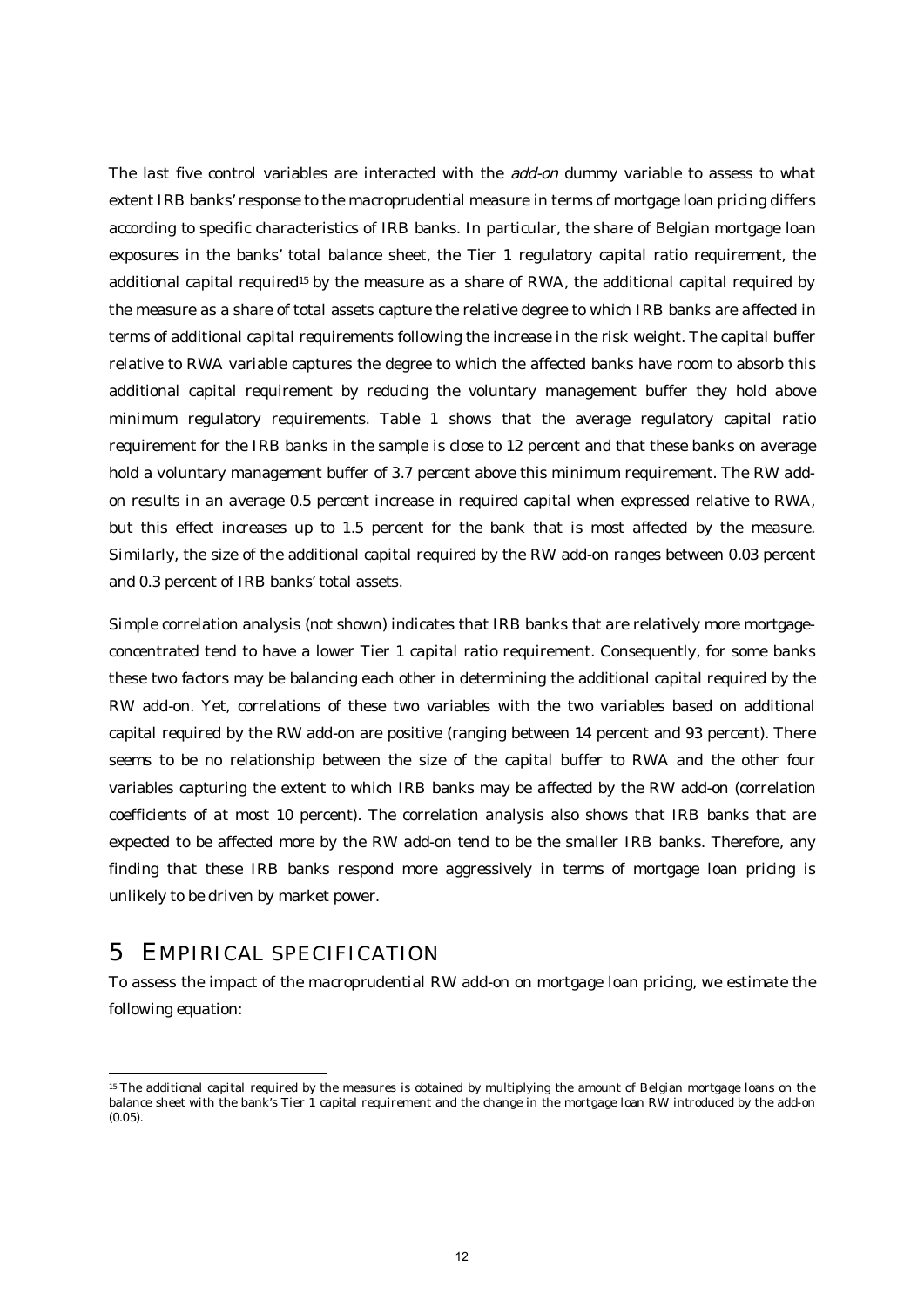The last five control variables are interacted with the *add-on* dummy variable to assess to what extent IRB banks' response to the macroprudential measure in terms of mortgage loan pricing differs according to specific characteristics of IRB banks. In particular, the share of Belgian mortgage loan exposures in the banks' total balance sheet, the Tier 1 regulatory capital ratio requirement, the additional capital required[15] by the measure as a share of RWA, the additional capital required by the measure as a share of total assets capture the relative degree to which IRB banks are affected in terms of additional capital requirements following the increase in the risk weight. The capital buffer relative to RWA variable captures the degree to which the affected banks have room to absorb this additional capital requirement by reducing the voluntary management buffer they hold above minimum regulatory requirements. Table 1 shows that the average regulatory capital ratio requirement for the IRB banks in the sample is close to 12 percent and that these banks on average hold a voluntary management buffer of 3.7 percent above this minimum requirement. The RW add-on results in an average 0.5 percent increase in required capital when expressed relative to RWA, but this effect increases up to 1.5 percent for the bank that is most affected by the measure. Similarly, the size of the additional capital required by the RW add-on ranges between 0.03 percent and 0.3 percent of IRB banks' total assets.

Simple correlation analysis (not shown) indicates that IRB banks that are relatively more mortgage-concentrated tend to have a lower Tier 1 capital ratio requirement. Consequently, for some banks these two factors may be balancing each other in determining the additional capital required by the RW add-on. Yet, correlations of these two variables with the two variables based on additional capital required by the RW add-on are positive (ranging between 14 percent and 93 percent). There seems to be no relationship between the size of the capital buffer to RWA and the other four variables capturing the extent to which IRB banks may be affected by the RW add-on (correlation coefficients of at most 10 percent). The correlation analysis also shows that IRB banks that are expected to be affected more by the RW add-on tend to be the smaller IRB banks. Therefore, any finding that these IRB banks respond more aggressively in terms of mortgage loan pricing is unlikely to be driven by market power.

# 5 EMPIRICAL SPECIFICATION

To assess the impact of the macroprudential RW add-on on mortgage loan pricing, we estimate the following equation:

[15] The additional capital required by the measures is obtained by multiplying the amount of Belgian mortgage loans on the balance sheet with the bank's Tier 1 capital requirement and the change in the mortgage loan RW introduced by the add-on (0.05).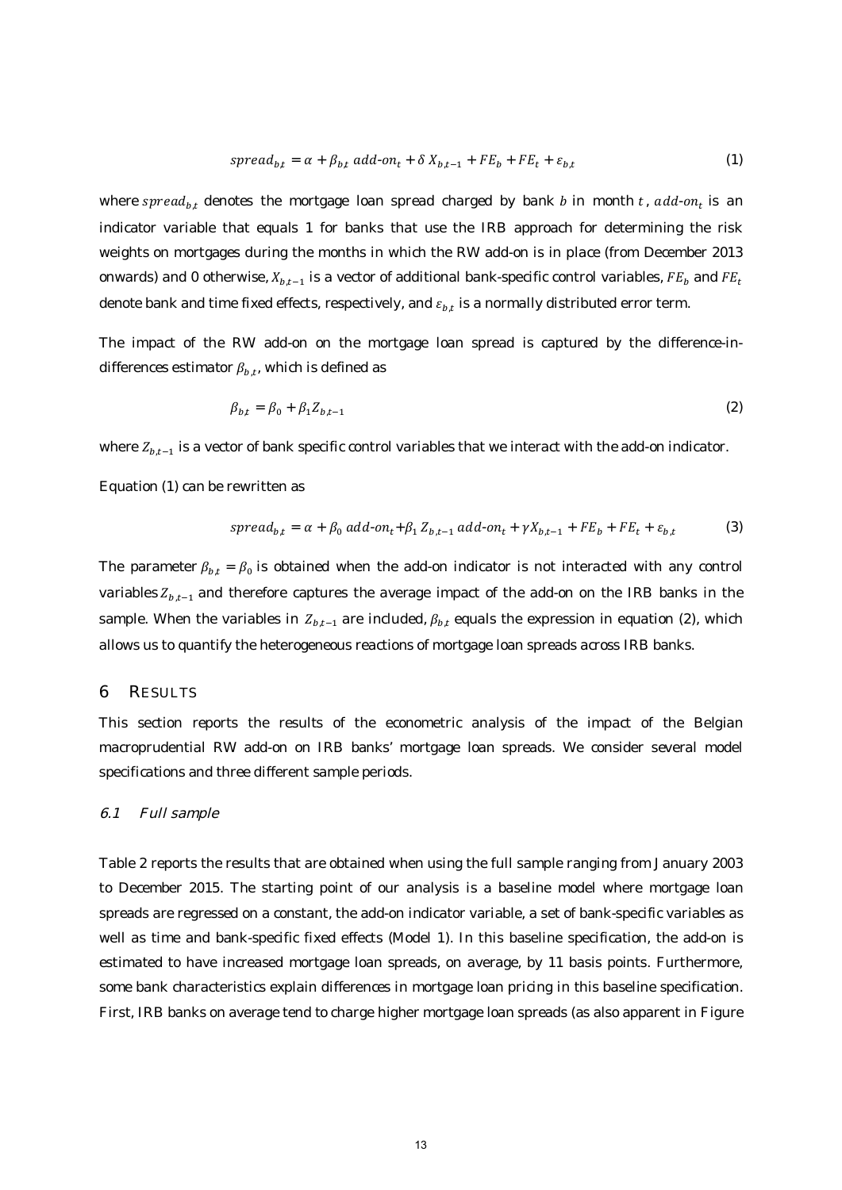$$spread_{b,t} = \alpha + \beta_{b,t}\ add\text{-}on_t + \delta X_{b,t-1} + FE_b + FE_t + \varepsilon_{b,t} \quad (1)$$

where $spread_{b,t}$ denotes the mortgage loan spread charged by bank $b$ in month $t$, $add\text{-}on_t$ is an indicator variable that equals 1 for banks that use the IRB approach for determining the risk weights on mortgages during the months in which the RW add-on is in place (from December 2013 onwards) and 0 otherwise, $X_{b,t-1}$ is a vector of additional bank-specific control variables, $FE_b$ and $FE_t$ denote bank and time fixed effects, respectively, and $\varepsilon_{b,t}$ is a normally distributed error term.

The impact of the RW add-on on the mortgage loan spread is captured by the difference-in-differences estimator $\beta_{b,t}$, which is defined as

$$\beta_{b,t} = \beta_0 + \beta_1 Z_{b,t-1} \quad (2)$$

where $Z_{b,t-1}$ is a vector of bank specific control variables that we interact with the add-on indicator.

Equation (1) can be rewritten as

$$spread_{b,t} = \alpha + \beta_0\ add\text{-}on_t + \beta_1\ Z_{b,t-1}\ add\text{-}on_t + \gamma X_{b,t-1} + FE_b + FE_t + \varepsilon_{b,t} \quad (3)$$

The parameter $\beta_{b,t} = \beta_0$ is obtained when the add-on indicator is not interacted with any control variables $Z_{b,t-1}$ and therefore captures the average impact of the add-on on the IRB banks in the sample. When the variables in $Z_{b,t-1}$ are included, $\beta_{b,t}$ equals the expression in equation (2), which allows us to quantify the heterogeneous reactions of mortgage loan spreads across IRB banks.

## 6 RESULTS

This section reports the results of the econometric analysis of the impact of the Belgian macroprudential RW add-on on IRB banks' mortgage loan spreads. We consider several model specifications and three different sample periods.

### *6.1 Full sample*

Table 2 reports the results that are obtained when using the full sample ranging from January 2003 to December 2015. The starting point of our analysis is a baseline model where mortgage loan spreads are regressed on a constant, the add-on indicator variable, a set of bank-specific variables as well as time and bank-specific fixed effects (Model 1). In this baseline specification, the add-on is estimated to have increased mortgage loan spreads, on average, by 11 basis points. Furthermore, some bank characteristics explain differences in mortgage loan pricing in this baseline specification. First, IRB banks on average tend to charge higher mortgage loan spreads (as also apparent in Figure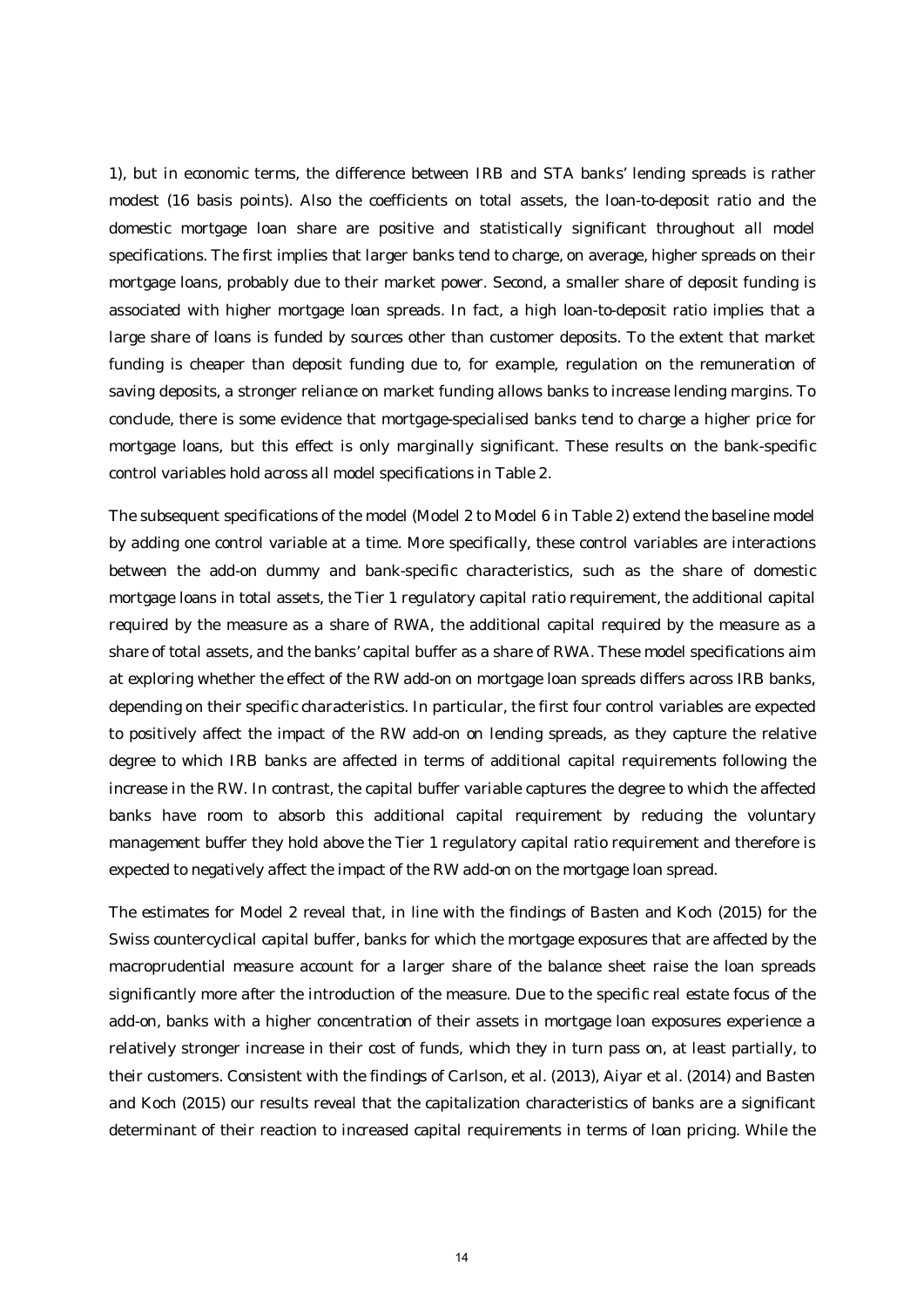1), but in economic terms, the difference between IRB and STA banks' lending spreads is rather modest (16 basis points). Also the coefficients on total assets, the loan-to-deposit ratio and the domestic mortgage loan share are positive and statistically significant throughout all model specifications. The first implies that larger banks tend to charge, on average, higher spreads on their mortgage loans, probably due to their market power. Second, a smaller share of deposit funding is associated with higher mortgage loan spreads. In fact, a high loan-to-deposit ratio implies that a large share of loans is funded by sources other than customer deposits. To the extent that market funding is cheaper than deposit funding due to, for example, regulation on the remuneration of saving deposits, a stronger reliance on market funding allows banks to increase lending margins. To conclude, there is some evidence that mortgage-specialised banks tend to charge a higher price for mortgage loans, but this effect is only marginally significant. These results on the bank-specific control variables hold across all model specifications in Table 2.

The subsequent specifications of the model (Model 2 to Model 6 in Table 2) extend the baseline model by adding one control variable at a time. More specifically, these control variables are interactions between the add-on dummy and bank-specific characteristics, such as the share of domestic mortgage loans in total assets, the Tier 1 regulatory capital ratio requirement, the additional capital required by the measure as a share of RWA, the additional capital required by the measure as a share of total assets, and the banks' capital buffer as a share of RWA. These model specifications aim at exploring whether the effect of the RW add-on on mortgage loan spreads differs across IRB banks, depending on their specific characteristics. In particular, the first four control variables are expected to positively affect the impact of the RW add-on on lending spreads, as they capture the relative degree to which IRB banks are affected in terms of additional capital requirements following the increase in the RW. In contrast, the capital buffer variable captures the degree to which the affected banks have room to absorb this additional capital requirement by reducing the voluntary management buffer they hold above the Tier 1 regulatory capital ratio requirement and therefore is expected to negatively affect the impact of the RW add-on on the mortgage loan spread.

The estimates for Model 2 reveal that, in line with the findings of Basten and Koch (2015) for the Swiss countercyclical capital buffer, banks for which the mortgage exposures that are affected by the macroprudential measure account for a larger share of the balance sheet raise the loan spreads significantly more after the introduction of the measure. Due to the specific real estate focus of the add-on, banks with a higher concentration of their assets in mortgage loan exposures experience a relatively stronger increase in their cost of funds, which they in turn pass on, at least partially, to their customers. Consistent with the findings of Carlson, et al. (2013), Aiyar et al. (2014) and Basten and Koch (2015) our results reveal that the capitalization characteristics of banks are a significant determinant of their reaction to increased capital requirements in terms of loan pricing. While the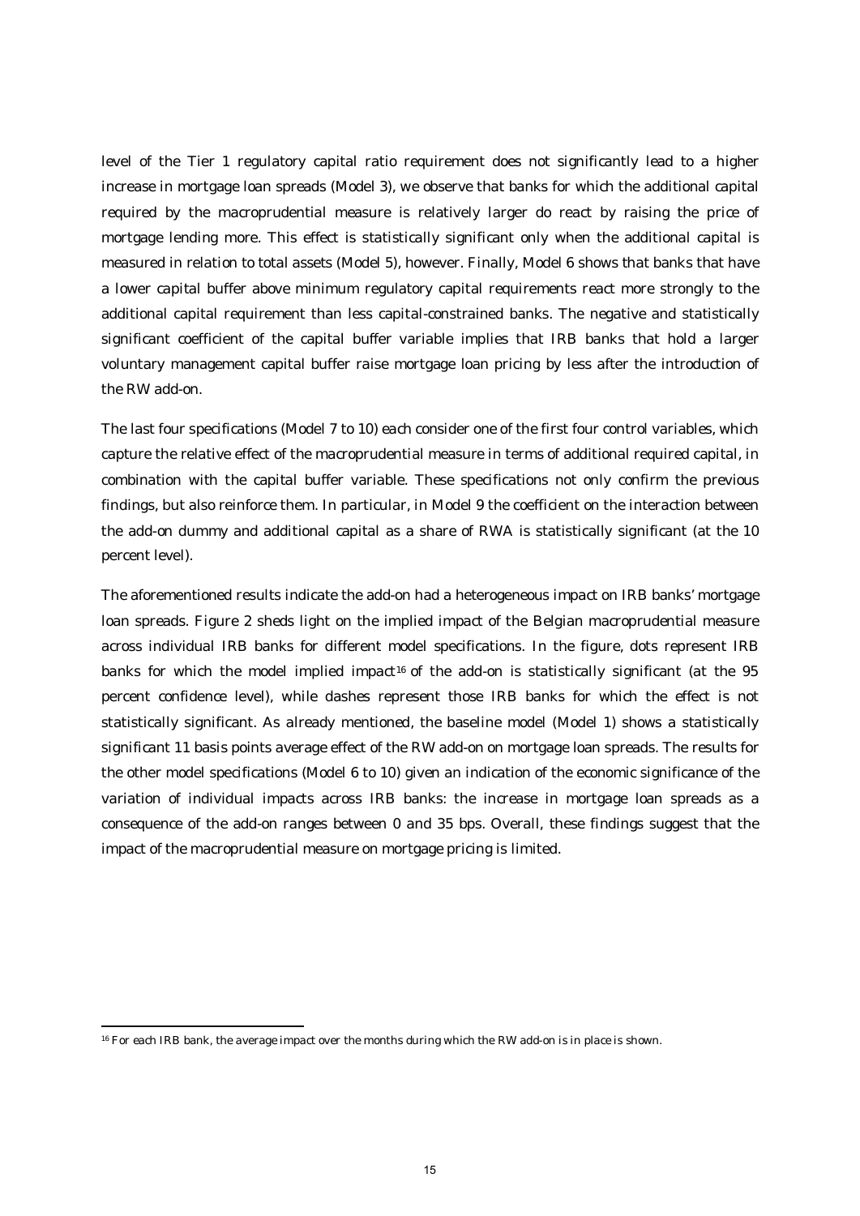level of the Tier 1 regulatory capital ratio requirement does not significantly lead to a higher increase in mortgage loan spreads (Model 3), we observe that banks for which the additional capital required by the macroprudential measure is relatively larger do react by raising the price of mortgage lending more. This effect is statistically significant only when the additional capital is measured in relation to total assets (Model 5), however. Finally, Model 6 shows that banks that have a lower capital buffer above minimum regulatory capital requirements react more strongly to the additional capital requirement than less capital-constrained banks. The negative and statistically significant coefficient of the capital buffer variable implies that IRB banks that hold a larger voluntary management capital buffer raise mortgage loan pricing by less after the introduction of the RW add-on.

The last four specifications (Model 7 to 10) each consider one of the first four control variables, which capture the relative effect of the macroprudential measure in terms of additional required capital, in combination with the capital buffer variable. These specifications not only confirm the previous findings, but also reinforce them. In particular, in Model 9 the coefficient on the interaction between the add-on dummy and additional capital as a share of RWA is statistically significant (at the 10 percent level).

The aforementioned results indicate the add-on had a heterogeneous impact on IRB banks' mortgage loan spreads. Figure 2 sheds light on the implied impact of the Belgian macroprudential measure across individual IRB banks for different model specifications. In the figure, dots represent IRB banks for which the model implied impact[16] of the add-on is statistically significant (at the 95 percent confidence level), while dashes represent those IRB banks for which the effect is not statistically significant. As already mentioned, the baseline model (Model 1) shows a statistically significant 11 basis points average effect of the RW add-on on mortgage loan spreads. The results for the other model specifications (Model 6 to 10) given an indication of the economic significance of the variation of individual impacts across IRB banks: the increase in mortgage loan spreads as a consequence of the add-on ranges between 0 and 35 bps. Overall, these findings suggest that the impact of the macroprudential measure on mortgage pricing is limited.

[16] For each IRB bank, the average impact over the months during which the RW add-on is in place is shown.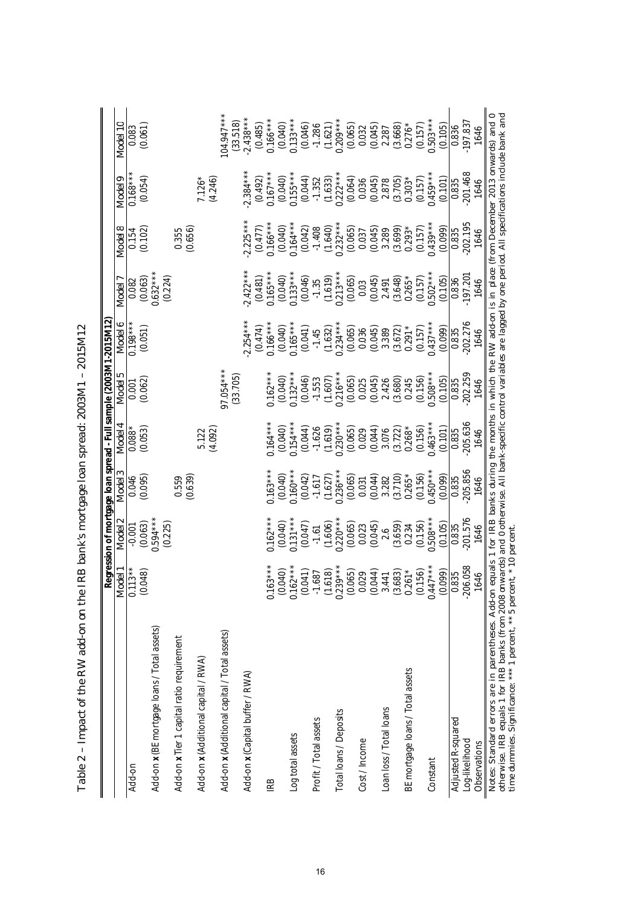Table 2 – Impact of the RW add-on on the IRB bank's mortgage loan spread: 2003M1 – 2015M12

| | Regression of mortgage loan spread - Full sample (2003M1-2015M12) | | | | | | | | | |
|---|---|---|---|---|---|---|---|---|---|---|
| | Model 1 | Model 2 | Model 3 | Model 4 | Model 5 | Model 6 | Model 7 | Model 8 | Model 9 | Model 10 |
| Add-on | 0.113** | -0.001 | 0.046 | 0.088* | 0.001 | 0.198*** | 0.082 | 0.154 | 0.168*** | 0.083 |
| | (0.048) | (0.063) | (0.095) | (0.053) | (0.062) | (0.051) | (0.063) | (0.102) | (0.054) | (0.061) |
| Add-on **x** (BE mortgage loans / Total assets) | | 0.594*** | | | | | 0.632*** | | | |
| | | (0.225) | | | | | (0.224) | | | |
| Add-on **x** Tier 1 capital ratio requirement | | | 0.559 | | | | | 0.355 | | |
| | | | (0.639) | | | | | (0.656) | | |
| Add-on **x** (Additional capital / RWA) | | | | 5.122 | | | | | 7.126* | |
| | | | | (4.092) | | | | | (4.246) | |
| Add-on **x** (Additional capital / Total assets) | | | | | 97.054*** | | | | | 104.947*** |
| | | | | | (33.705) | | | | | (33.518) |
| Add-on **x** (Capital buffer / RWA) | | | | | | -2.254*** | -2.422*** | -2.225*** | -2.384*** | -2.438*** |
| | | | | | | (0.474) | (0.481) | (0.477) | (0.492) | (0.485) |
| IRB | 0.163*** | 0.162*** | 0.163*** | 0.164*** | 0.162*** | 0.166*** | 0.165*** | 0.166*** | 0.167*** | 0.166*** |
| | (0.040) | (0.040) | (0.040) | (0.040) | (0.040) | (0.040) | (0.040) | (0.040) | (0.040) | (0.040) |
| Log total assets | 0.162*** | 0.131*** | 0.160*** | 0.154*** | 0.132*** | 0.165*** | 0.133*** | 0.164*** | 0.155*** | 0.133*** |
| | (0.041) | (0.047) | (0.042) | (0.044) | (0.046) | (0.041) | (0.046) | (0.042) | (0.044) | (0.046) |
| Profit / Total assets | -1.687 | -1.61 | -1.617 | -1.626 | -1.553 | -1.45 | -1.35 | -1.408 | -1.352 | -1.286 |
| | (1.618) | (1.606) | (1.627) | (1.619) | (1.607) | (1.632) | (1.619) | (1.640) | (1.633) | (1.621) |
| Total loans / Deposits | 0.239*** | 0.220*** | 0.236*** | 0.230*** | 0.216*** | 0.234*** | 0.213*** | 0.232*** | 0.222*** | 0.209*** |
| | (0.065) | (0.065) | (0.065) | (0.065) | (0.065) | (0.065) | (0.065) | (0.065) | (0.064) | (0.065) |
| Cost / Income | 0.029 | 0.023 | 0.031 | 0.029 | 0.025 | 0.036 | 0.03 | 0.037 | 0.036 | 0.032 |
| | (0.044) | (0.045) | (0.044) | (0.044) | (0.045) | (0.045) | (0.045) | (0.045) | (0.045) | (0.045) |
| Loan loss / Total loans | 3.441 | 2.6 | 3.282 | 3.076 | 2.426 | 3.389 | 2.491 | 3.289 | 2.878 | 2.287 |
| | (3.683) | (3.659) | (3.710) | (3.722) | (3.680) | (3.672) | (3.648) | (3.699) | (3.705) | (3.668) |
| BE mortgage loans / Total assets | 0.261* | 0.234 | 0.265* | 0.268* | 0.245 | 0.291* | 0.265* | 0.293* | 0.303* | 0.276* |
| | (0.156) | (0.156) | (0.156) | (0.156) | (0.156) | (0.157) | (0.157) | (0.157) | (0.157) | (0.157) |
| Constant | 0.447*** | 0.508*** | 0.450*** | 0.463*** | 0.508*** | 0.437*** | 0.502*** | 0.439*** | 0.459*** | 0.503*** |
| | (0.099) | (0.105) | (0.099) | (0.101) | (0.105) | (0.099) | (0.105) | (0.099) | (0.101) | (0.105) |
| Adjusted R-squared | 0.835 | 0.835 | 0.835 | 0.835 | 0.835 | 0.835 | 0.836 | 0.835 | 0.835 | 0.836 |
| Log-likelihood | -206.058 | -201.576 | -205.856 | -205.636 | -202.259 | -202.276 | -197.201 | -202.195 | -201.468 | -197.837 |
| Observations | 1646 | 1646 | 1646 | 1646 | 1646 | 1646 | 1646 | 1646 | 1646 | 1646 |

Notes: Standard errors are in parentheses. Add-on equals 1 for IRB banks during the months in which the RW add-on is in place (from December 2013 onwards) and 0 otherwise. IRB equals 1 for IRB banks (from 2008 onwards) and 0 otherwise. All bank-specific control variables are lagged by one period. All specifications include bank and time dummies. Significance: *** 1 percent, ** 5 percent, * 10 percent.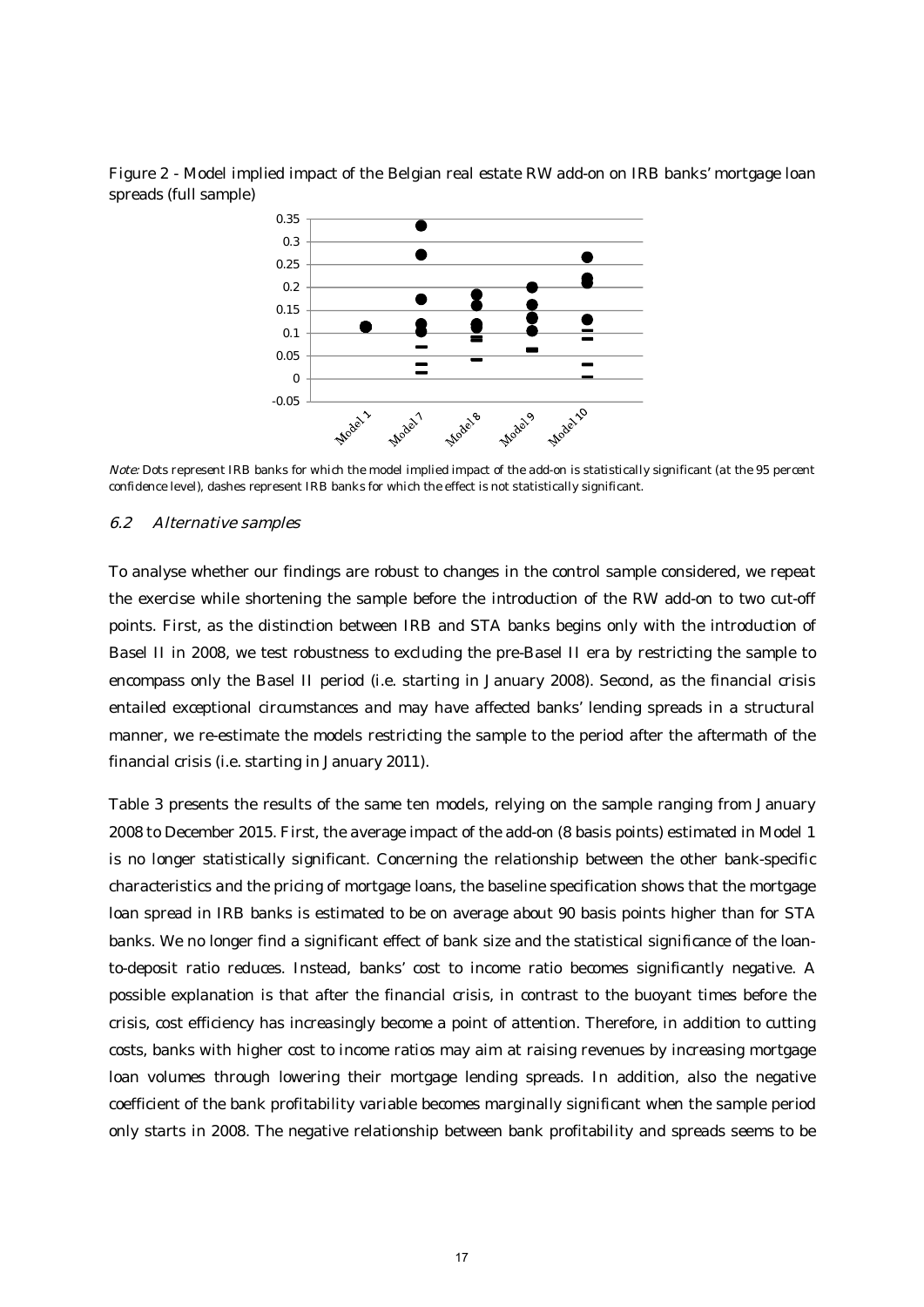Figure 2 - Model implied impact of the Belgian real estate RW add-on on IRB banks' mortgage loan spreads (full sample)

*Note:* Dots represent IRB banks for which the model implied impact of the add-on is statistically significant (at the 95 percent confidence level), dashes represent IRB banks for which the effect is not statistically significant.

### *6.2 Alternative samples*

To analyse whether our findings are robust to changes in the control sample considered, we repeat the exercise while shortening the sample before the introduction of the RW add-on to two cut-off points. First, as the distinction between IRB and STA banks begins only with the introduction of Basel II in 2008, we test robustness to excluding the pre-Basel II era by restricting the sample to encompass only the Basel II period (i.e. starting in January 2008). Second, as the financial crisis entailed exceptional circumstances and may have affected banks' lending spreads in a structural manner, we re-estimate the models restricting the sample to the period after the aftermath of the financial crisis (i.e. starting in January 2011).

Table 3 presents the results of the same ten models, relying on the sample ranging from January 2008 to December 2015. First, the average impact of the add-on (8 basis points) estimated in Model 1 is no longer statistically significant. Concerning the relationship between the other bank-specific characteristics and the pricing of mortgage loans, the baseline specification shows that the mortgage loan spread in IRB banks is estimated to be on average about 90 basis points higher than for STA banks. We no longer find a significant effect of bank size and the statistical significance of the loan-to-deposit ratio reduces. Instead, banks' cost to income ratio becomes significantly negative. A possible explanation is that after the financial crisis, in contrast to the buoyant times before the crisis, cost efficiency has increasingly become a point of attention. Therefore, in addition to cutting costs, banks with higher cost to income ratios may aim at raising revenues by increasing mortgage loan volumes through lowering their mortgage lending spreads. In addition, also the negative coefficient of the bank profitability variable becomes marginally significant when the sample period only starts in 2008. The negative relationship between bank profitability and spreads seems to be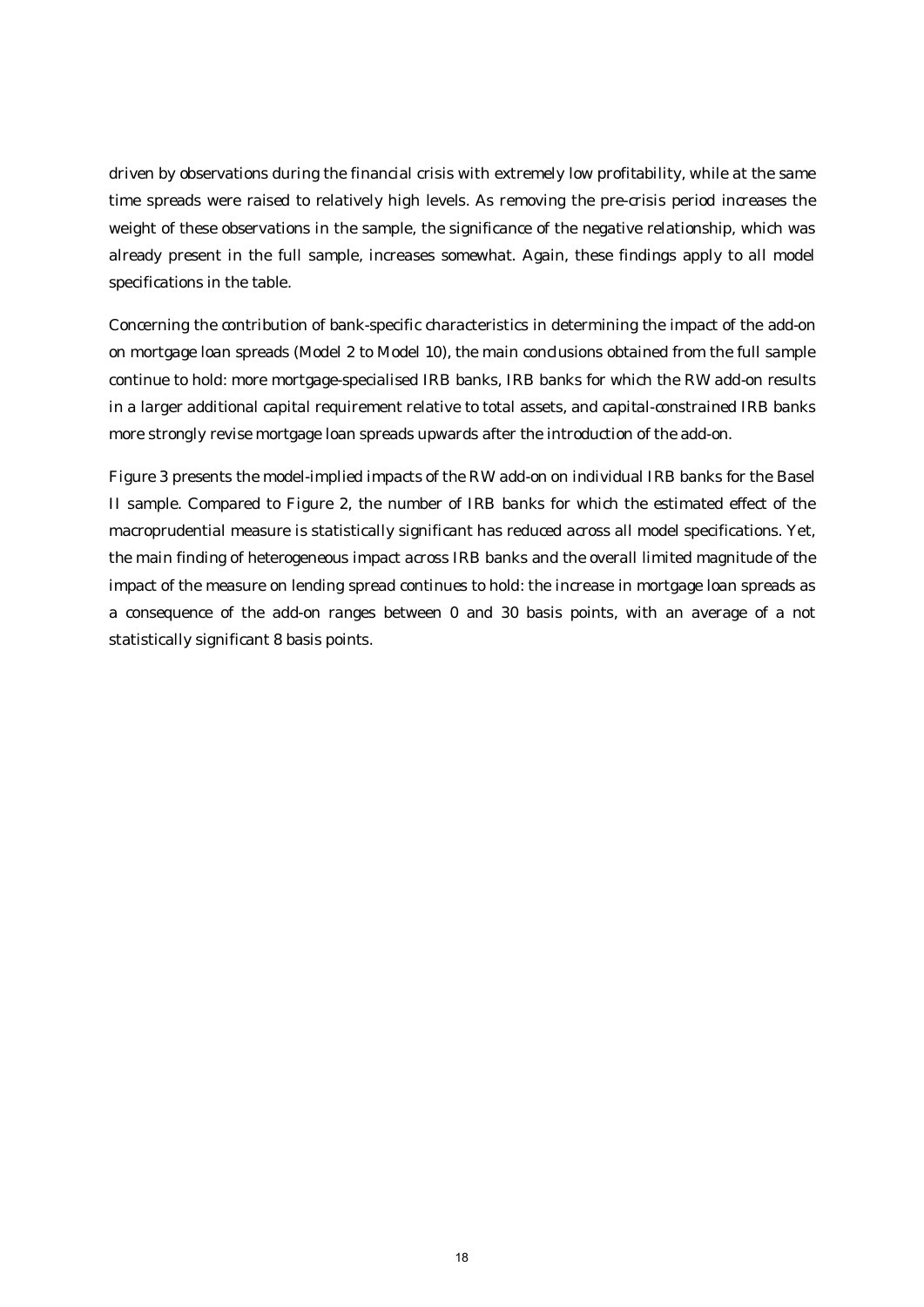driven by observations during the financial crisis with extremely low profitability, while at the same time spreads were raised to relatively high levels. As removing the pre-crisis period increases the weight of these observations in the sample, the significance of the negative relationship, which was already present in the full sample, increases somewhat. Again, these findings apply to all model specifications in the table.

Concerning the contribution of bank-specific characteristics in determining the impact of the add-on on mortgage loan spreads (Model 2 to Model 10), the main conclusions obtained from the full sample continue to hold: more mortgage-specialised IRB banks, IRB banks for which the RW add-on results in a larger additional capital requirement relative to total assets, and capital-constrained IRB banks more strongly revise mortgage loan spreads upwards after the introduction of the add-on.

Figure 3 presents the model-implied impacts of the RW add-on on individual IRB banks for the Basel II sample. Compared to Figure 2, the number of IRB banks for which the estimated effect of the macroprudential measure is statistically significant has reduced across all model specifications. Yet, the main finding of heterogeneous impact across IRB banks and the overall limited magnitude of the impact of the measure on lending spread continues to hold: the increase in mortgage loan spreads as a consequence of the add-on ranges between 0 and 30 basis points, with an average of a not statistically significant 8 basis points.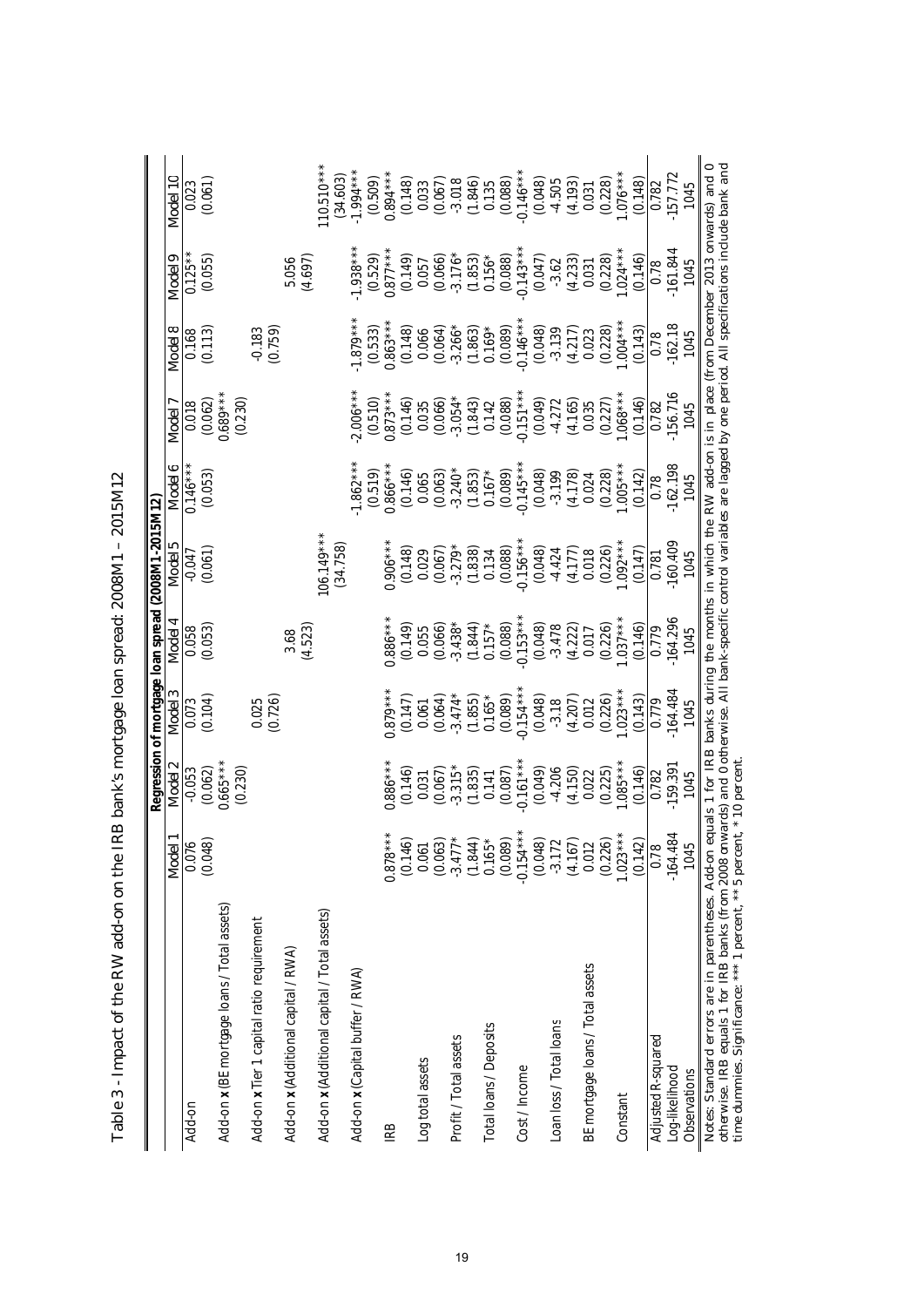Table 3 - Impact of the RW add-on on the IRB bank's mortgage loan spread: 2008M1 – 2015M12

| | Regression of mortgage loan spread (2008M1-2015M12) | | | | | | | | | |
|---|---|---|---|---|---|---|---|---|---|---|
| | Model 1 | Model 2 | Model 3 | Model 4 | Model 5 | Model 6 | Model 7 | Model 8 | Model 9 | Model 10 |
| Add-on | 0.076 | -0.053 | 0.073 | 0.058 | -0.047 | 0.146*** | 0.018 | 0.168 | 0.125** | 0.023 |
| | (0.048) | (0.062) | (0.104) | (0.053) | (0.061) | (0.053) | (0.062) | (0.113) | (0.055) | (0.061) |
| Add-on **x** (BE mortgage loans / Total assets) | | 0.665*** | | | | | 0.689*** | | | |
| | | (0.230) | | | | | (0.230) | | | |
| Add-on **x** Tier 1 capital ratio requirement | | | 0.025 | | | | | -0.183 | | |
| | | | (0.726) | | | | | (0.759) | | |
| Add-on **x** (Additional capital / RWA) | | | | 3.68 | | | | | 5.056 | |
| | | | | (4.523) | | | | | (4.697) | |
| Add-on **x** (Additional capital / Total assets) | | | | | 106.149*** | | | | | 110.510*** |
| | | | | | (34.758) | | | | | (34.603) |
| Add-on **x** (Capital buffer / RWA) | | | | | | -1.862*** | -2.006*** | -1.879*** | -1.938*** | -1.994*** |
| | | | | | | (0.519) | (0.510) | (0.533) | (0.529) | (0.509) |
| IRB | 0.878*** | 0.886*** | 0.879*** | 0.886*** | 0.906*** | 0.866*** | 0.873*** | 0.863*** | 0.877*** | 0.894*** |
| | (0.146) | (0.146) | (0.147) | (0.149) | (0.148) | (0.146) | (0.146) | (0.148) | (0.149) | (0.148) |
| Log total assets | 0.061 | 0.031 | 0.061 | 0.055 | 0.029 | 0.065 | 0.035 | 0.066 | 0.057 | 0.033 |
| | (0.063) | (0.067) | (0.064) | (0.066) | (0.067) | (0.063) | (0.066) | (0.064) | (0.066) | (0.067) |
| Profit / Total assets | -3.477* | -3.315* | -3.474* | -3.438* | -3.279* | -3.240* | -3.054* | -3.266* | -3.176* | -3.018 |
| | (1.844) | (1.835) | (1.855) | (1.844) | (1.838) | (1.853) | (1.843) | (1.863) | (1.853) | (1.846) |
| Total loans / Deposits | 0.165* | 0.141 | 0.165* | 0.157* | 0.134 | 0.167* | 0.142 | 0.169* | 0.156* | 0.135 |
| | (0.089) | (0.087) | (0.089) | (0.088) | (0.088) | (0.089) | (0.088) | (0.089) | (0.088) | (0.088) |
| Cost / Income | -0.154*** | -0.161*** | -0.154*** | -0.153*** | -0.156*** | -0.145*** | -0.151*** | -0.146*** | -0.143*** | -0.146*** |
| | (0.048) | (0.049) | (0.048) | (0.048) | (0.048) | (0.048) | (0.049) | (0.048) | (0.047) | (0.048) |
| Loan loss / Total loans | -3.172 | -4.206 | -3.18 | -3.478 | -4.424 | -3.199 | -4.272 | -3.139 | -3.62 | -4.505 |
| | (4.167) | (4.150) | (4.207) | (4.222) | (4.177) | (4.178) | (4.165) | (4.217) | (4.233) | (4.193) |
| BE mortgage loans / Total assets | 0.012 | 0.022 | 0.012 | 0.017 | 0.018 | 0.024 | 0.035 | 0.023 | 0.031 | 0.031 |
| | (0.226) | (0.225) | (0.226) | (0.226) | (0.226) | (0.228) | (0.227) | (0.228) | (0.228) | (0.228) |
| Constant | 1.023*** | 1.085*** | 1.023*** | 1.037*** | 1.092*** | 1.005*** | 1.068*** | 1.004*** | 1.024*** | 1.076*** |
| | (0.142) | (0.146) | (0.143) | (0.146) | (0.147) | (0.142) | (0.146) | (0.143) | (0.146) | (0.148) |
| Adjusted R-squared | 0.78 | 0.782 | 0.779 | 0.779 | 0.781 | 0.78 | 0.782 | 0.78 | 0.78 | 0.782 |
| Log-likelihood | -164.484 | -159.391 | -164.484 | -164.296 | -160.409 | -162.198 | -156.716 | -162.18 | -161.844 | -157.772 |
| Observations | 1045 | 1045 | 1045 | 1045 | 1045 | 1045 | 1045 | 1045 | 1045 | 1045 |

Notes: Standard errors are in parentheses. Add-on equals 1 for IRB banks during the months in which the RW add-on is in place (from December 2013 onwards) and 0 otherwise. IRB equals 1 for IRB banks (from 2008 onwards) and 0 otherwise. All bank-specific control variables are lagged by one period. All specifications include bank and time dummies. Significance: *** 1 percent, ** 5 percent, * 10 percent.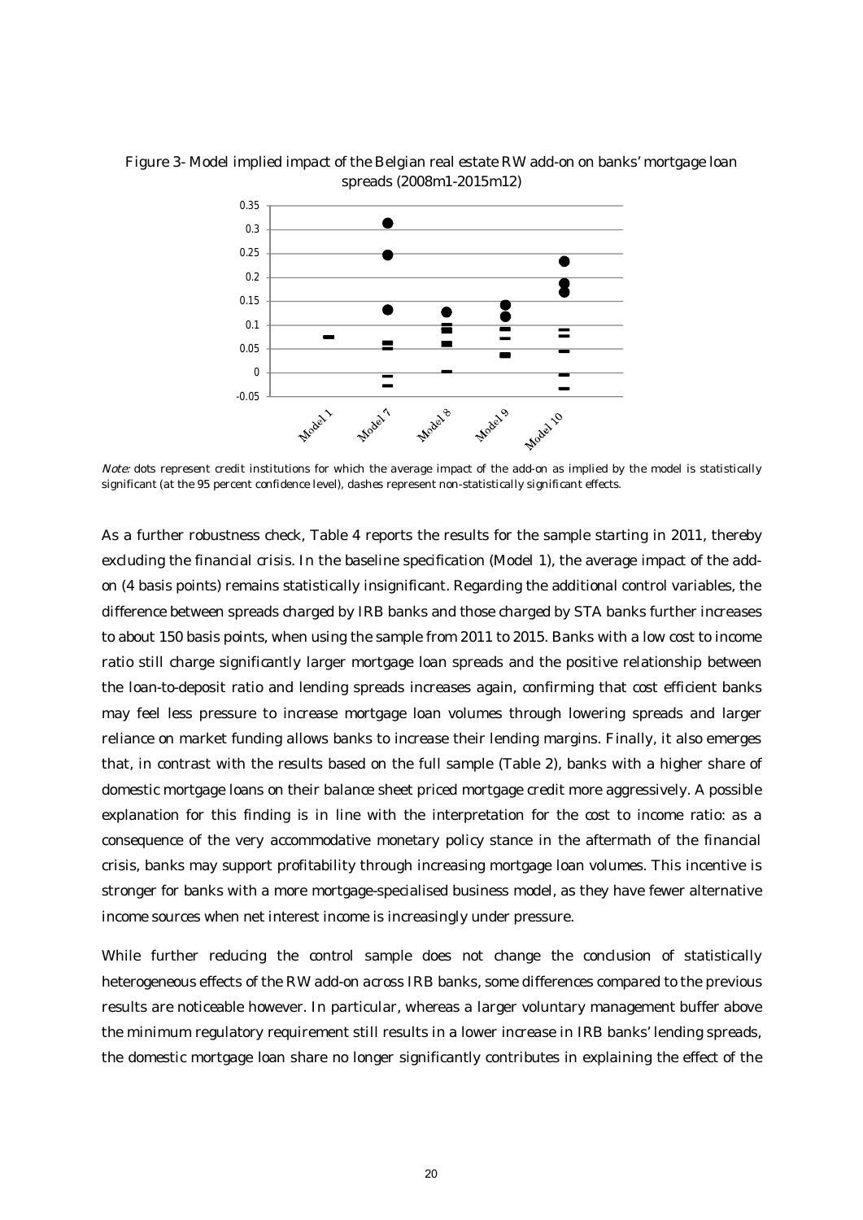Figure 3- Model implied impact of the Belgian real estate RW add-on on banks' mortgage loan spreads (2008m1-2015m12)

*Note:* dots represent credit institutions for which the average impact of the add-on as implied by the model is statistically significant (at the 95 percent confidence level), dashes represent non-statistically significant effects.

As a further robustness check, Table 4 reports the results for the sample starting in 2011, thereby excluding the financial crisis. In the baseline specification (Model 1), the average impact of the add-on (4 basis points) remains statistically insignificant. Regarding the additional control variables, the difference between spreads charged by IRB banks and those charged by STA banks further increases to about 150 basis points, when using the sample from 2011 to 2015. Banks with a low cost to income ratio still charge significantly larger mortgage loan spreads and the positive relationship between the loan-to-deposit ratio and lending spreads increases again, confirming that cost efficient banks may feel less pressure to increase mortgage loan volumes through lowering spreads and larger reliance on market funding allows banks to increase their lending margins. Finally, it also emerges that, in contrast with the results based on the full sample (Table 2), banks with a higher share of domestic mortgage loans on their balance sheet priced mortgage credit more aggressively. A possible explanation for this finding is in line with the interpretation for the cost to income ratio: as a consequence of the very accommodative monetary policy stance in the aftermath of the financial crisis, banks may support profitability through increasing mortgage loan volumes. This incentive is stronger for banks with a more mortgage-specialised business model, as they have fewer alternative income sources when net interest income is increasingly under pressure.

While further reducing the control sample does not change the conclusion of statistically heterogeneous effects of the RW add-on across IRB banks, some differences compared to the previous results are noticeable however. In particular, whereas a larger voluntary management buffer above the minimum regulatory requirement still results in a lower increase in IRB banks' lending spreads, the domestic mortgage loan share no longer significantly contributes in explaining the effect of the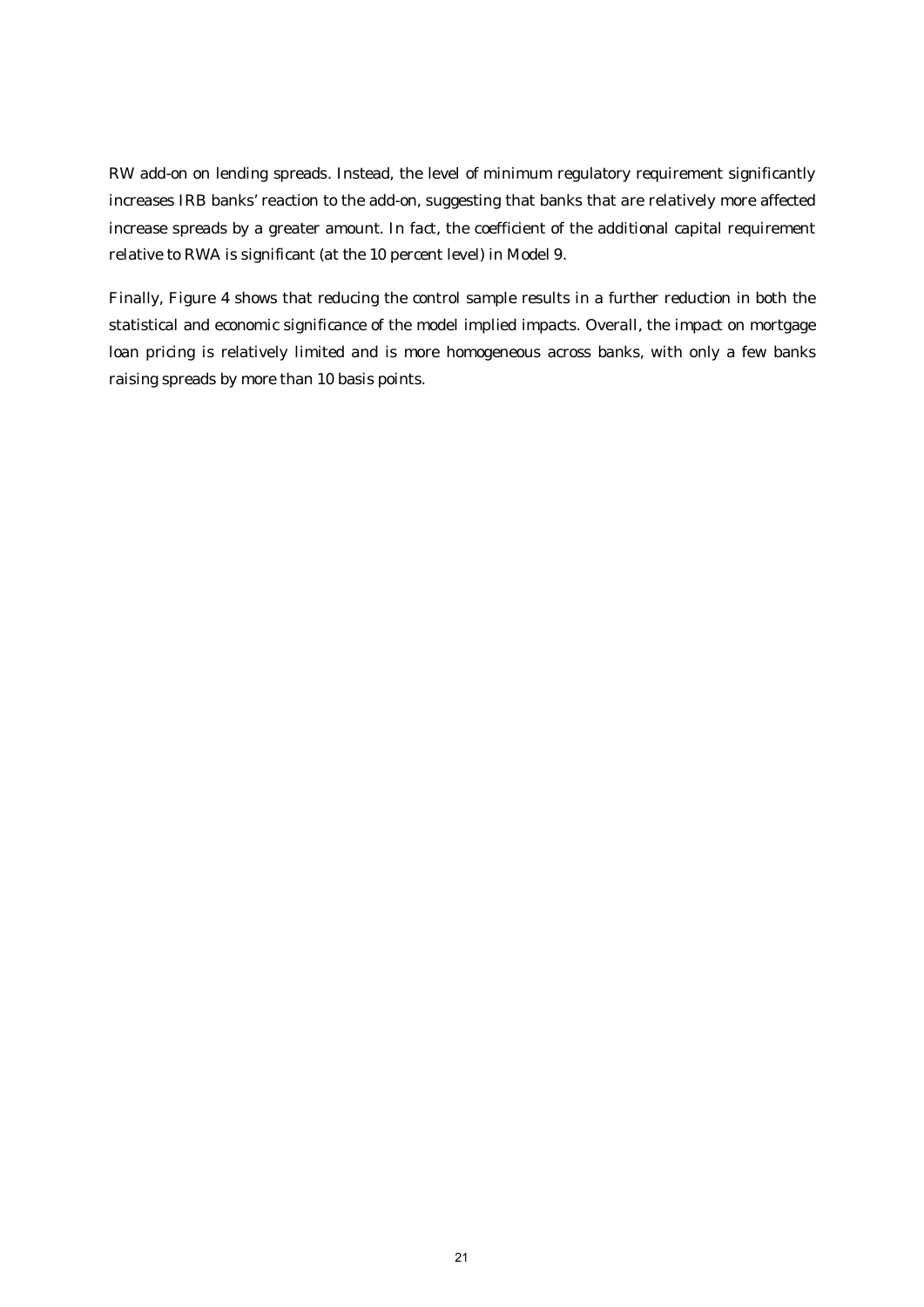RW add-on on lending spreads. Instead, the level of minimum regulatory requirement significantly increases IRB banks' reaction to the add-on, suggesting that banks that are relatively more affected increase spreads by a greater amount. In fact, the coefficient of the additional capital requirement relative to RWA is significant (at the 10 percent level) in Model 9.

Finally, Figure 4 shows that reducing the control sample results in a further reduction in both the statistical and economic significance of the model implied impacts. Overall, the impact on mortgage loan pricing is relatively limited and is more homogeneous across banks, with only a few banks raising spreads by more than 10 basis points.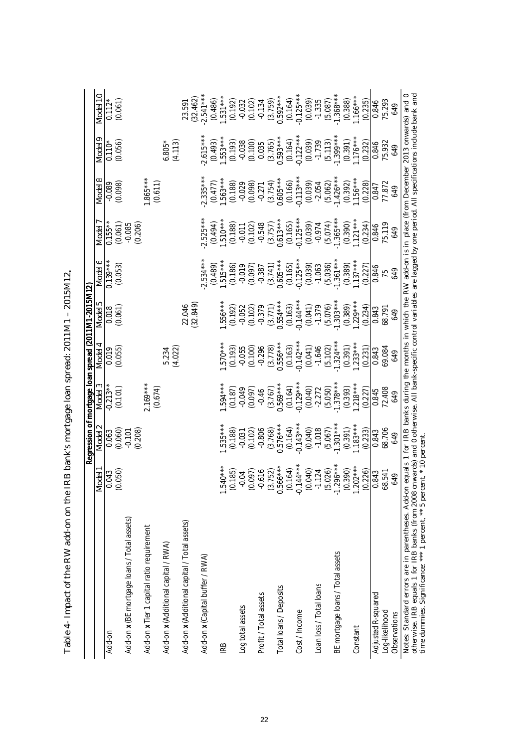Table 4- Impact of the RW add-on on the IRB bank's mortgage loan spread: 2011M1 – 2015M12.

| | Regression of mortgage loan spread (2011M1-2015M12) | | | | | | | | | |
|---|---|---|---|---|---|---|---|---|---|---|
| | Model 1 | Model 2 | Model 3 | Model 4 | Model 5 | Model 6 | Model 7 | Model 8 | Model 9 | Model 10 |
| Add-on | 0.043 | 0.063 | -0.213** | 0.019 | 0.018 | 0.139*** | 0.155** | -0.089 | 0.110* | 0.112* |
| | (0.050) | (0.060) | (0.101) | (0.055) | (0.061) | (0.053) | (0.061) | (0.098) | (0.056) | (0.061) |
| Add-on **x** (BE mortgage loans / Total assets) | | -0.101 | | | | | -0.085 | | | |
| | | (0.208) | | | | | (0.206) | | | |
| Add-on **x** Tier 1 capital ratio requirement | | | 2.169*** | | | | | 1.865*** | | |
| | | | (0.674) | | | | | (0.611) | | |
| Add-on **x** (Additional capital / RWA) | | | | 5.234 | | | | | 6.805* | |
| | | | | (4.022) | | | | | (4.113) | |
| Add-on **x** (Additional capital / Total assets) | | | | | 22.046 | | | | | 23.591 |
| | | | | | (32.849) | | | | | (32.462) |
| Add-on **x** (Capital buffer / RWA) | | | | | | -2.534*** | -2.525*** | -2.335*** | -2.615*** | -2.541*** |
| | | | | | | (0.489) | (0.494) | (0.477) | (0.493) | (0.486) |
| IRB | 1.540*** | 1.535*** | 1.594*** | 1.570*** | 1.556*** | 1.515*** | 1.510*** | 1.563*** | 1.553*** | 1.531*** |
| | (0.185) | (0.188) | (0.187) | (0.193) | (0.192) | (0.186) | (0.188) | (0.188) | (0.193) | (0.192) |
| Log total assets | -0.04 | -0.031 | -0.049 | -0.055 | -0.052 | -0.019 | -0.011 | -0.029 | -0.038 | -0.032 |
| | (0.097) | (0.102) | (0.097) | (0.100) | (0.102) | (0.097) | (0.102) | (0.098) | (0.100) | (0.102) |
| Profit / Total assets | -0.616 | -0.806 | -0.46 | -0.296 | -0.379 | -0.387 | -0.548 | -0.271 | 0.035 | -0.134 |
| | (3.752) | (3.768) | (3.767) | (3.778) | (3.771) | (3.741) | (3.757) | (3.754) | (3.765) | (3.759) |
| Total loans / Deposits | 0.566*** | 0.576*** | 0.569*** | 0.556*** | 0.554*** | 0.605*** | 0.613*** | 0.605*** | 0.593*** | 0.592*** |
| | (0.164) | (0.164) | (0.164) | (0.164) | (0.163) | (0.165) | (0.165) | (0.166) | (0.164) | (0.164) |
| Cost / Income | -0.144*** | -0.143*** | -0.129*** | -0.142*** | -0.144*** | -0.125*** | -0.125*** | -0.113*** | -0.122*** | -0.125*** |
| | (0.040) | (0.040) | (0.040) | (0.041) | (0.041) | (0.039) | (0.039) | (0.039) | (0.039) | (0.039) |
| Loan loss / Total loans | -1.124 | -1.018 | -2.272 | -1.646 | -1.379 | -1.063 | -0.974 | -2.054 | -1.739 | -1.335 |
| | (5.026) | (5.067) | (5.050) | (5.102) | (5.076) | (5.036) | (5.074) | (5.062) | (5.113) | (5.087) |
| BE mortgage loans / Total assets | -1.296*** | -1.301*** | -1.378*** | -1.324*** | -1.303*** | -1.361*** | -1.365*** | -1.426*** | -1.399*** | -1.368*** |
| | (0.390) | (0.391) | (0.393) | (0.391) | (0.389) | (0.389) | (0.390) | (0.392) | (0.391) | (0.388) |
| Constant | 1.202*** | 1.183*** | 1.218*** | 1.233*** | 1.229*** | 1.137*** | 1.121*** | 1.156*** | 1.176*** | 1.166*** |
| | (0.226) | (0.233) | (0.227) | (0.231) | (0.234) | (0.227) | (0.234) | (0.228) | (0.232) | (0.235) |
| Adjusted R-squared | 0.843 | 0.843 | 0.845 | 0.843 | 0.843 | 0.846 | 0.846 | 0.847 | 0.846 | 0.846 |
| Log-likelihood | 68.541 | 68.706 | 72.408 | 69.084 | 68.791 | 75 | 75.119 | 77.872 | 75.932 | 75.293 |
| Observations | 649 | 649 | 649 | 649 | 649 | 649 | 649 | 649 | 649 | 649 |

Notes: Standard errors are in parentheses. Add-on equals 1 for IRB banks during the months in which the RW add-on is in place (from December 2013 onwards) and 0 otherwise. IRB equals 1 for IRB banks (from 2008 onwards) and 0 otherwise. All bank-specific control variables are lagged by one period. All specifications include bank and time dummies. Significance: *** 1 percent, ** 5 percent, * 10 percent.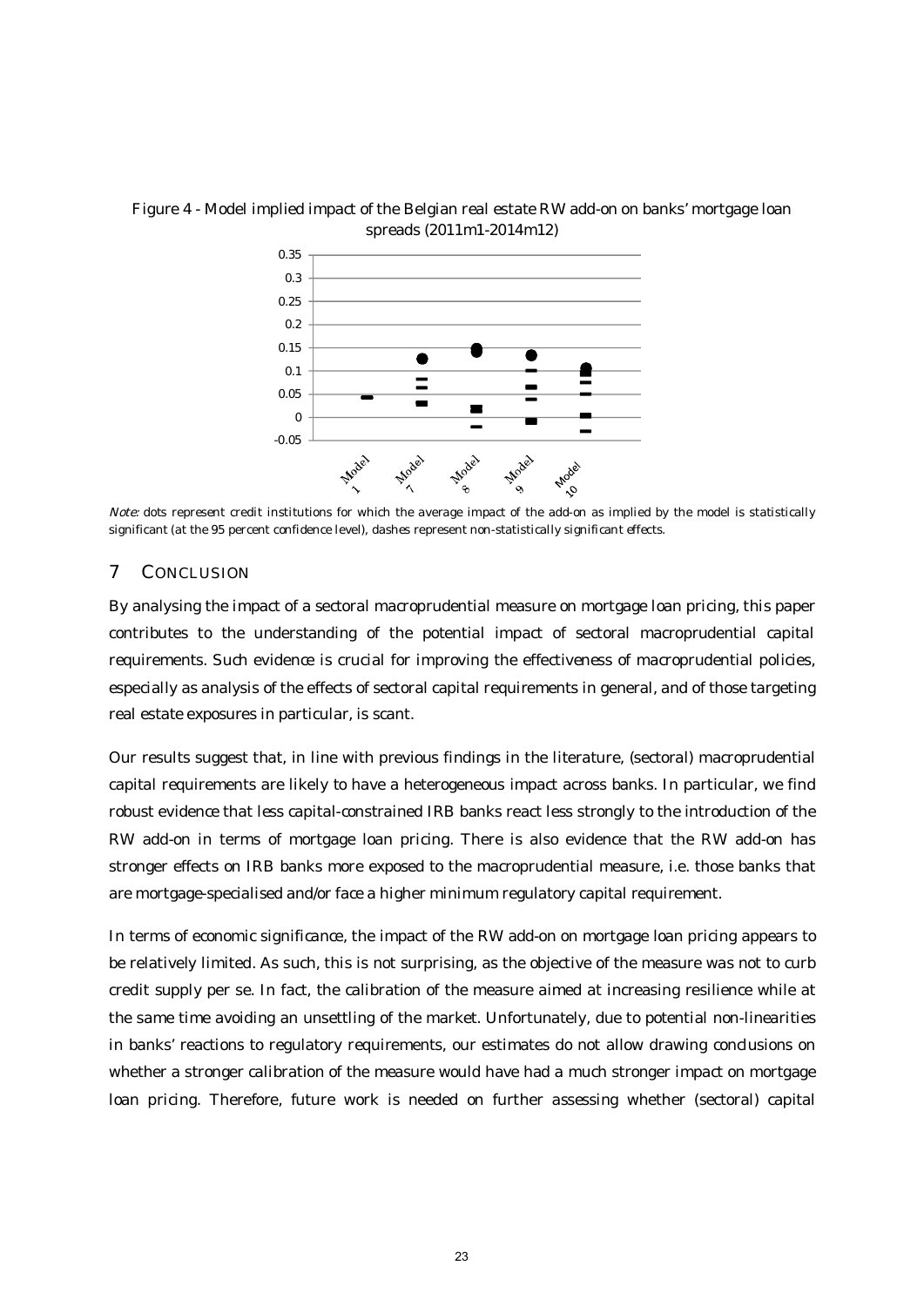Figure 4 - Model implied impact of the Belgian real estate RW add-on on banks' mortgage loan spreads (2011m1-2014m12)

*Note:* dots represent credit institutions for which the average impact of the add-on as implied by the model is statistically significant (at the 95 percent confidence level), dashes represent non-statistically significant effects.

## 7 CONCLUSION

By analysing the impact of a sectoral macroprudential measure on mortgage loan pricing, this paper contributes to the understanding of the potential impact of sectoral macroprudential capital requirements. Such evidence is crucial for improving the effectiveness of macroprudential policies, especially as analysis of the effects of sectoral capital requirements in general, and of those targeting real estate exposures in particular, is scant.

Our results suggest that, in line with previous findings in the literature, (sectoral) macroprudential capital requirements are likely to have a heterogeneous impact across banks. In particular, we find robust evidence that less capital-constrained IRB banks react less strongly to the introduction of the RW add-on in terms of mortgage loan pricing. There is also evidence that the RW add-on has stronger effects on IRB banks more exposed to the macroprudential measure, i.e. those banks that are mortgage-specialised and/or face a higher minimum regulatory capital requirement.

In terms of economic significance, the impact of the RW add-on on mortgage loan pricing appears to be relatively limited. As such, this is not surprising, as the objective of the measure was not to curb credit supply per se. In fact, the calibration of the measure aimed at increasing resilience while at the same time avoiding an unsettling of the market. Unfortunately, due to potential non-linearities in banks' reactions to regulatory requirements, our estimates do not allow drawing conclusions on whether a stronger calibration of the measure would have had a much stronger impact on mortgage loan pricing. Therefore, future work is needed on further assessing whether (sectoral) capital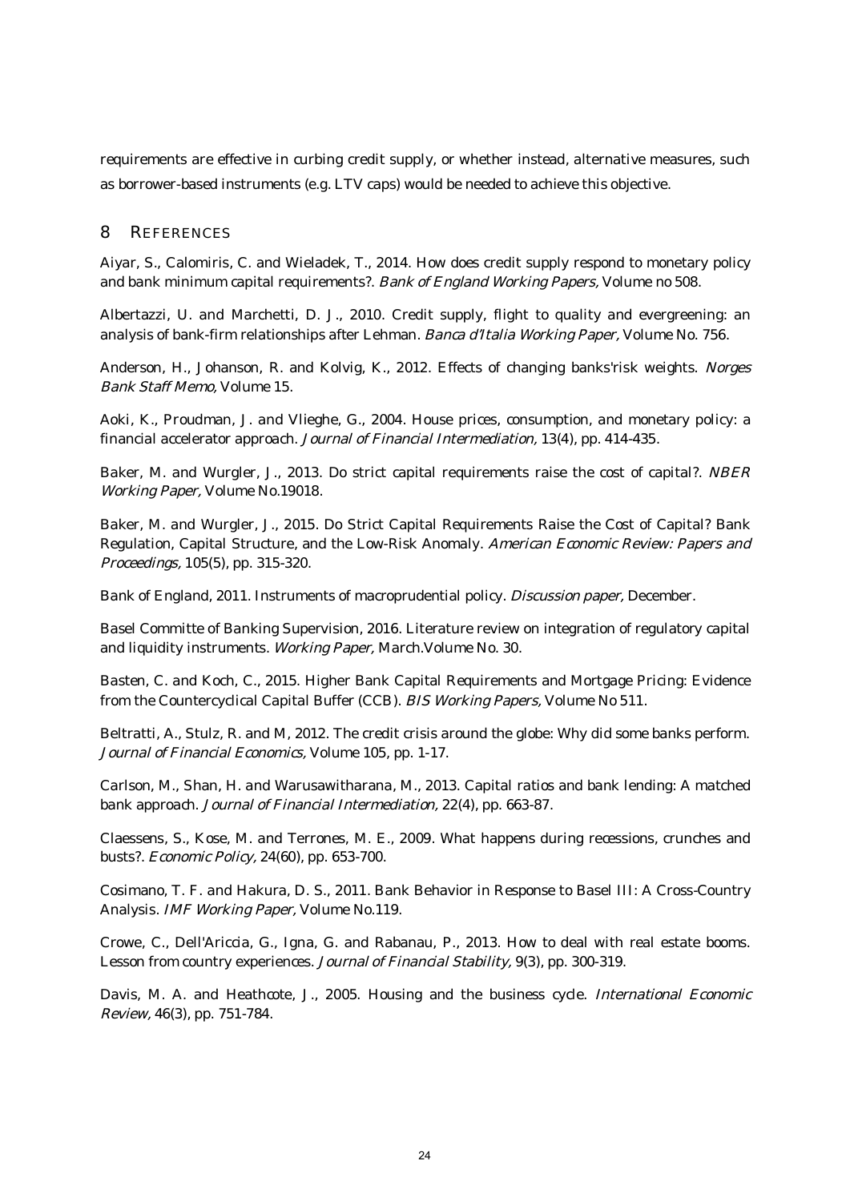requirements are effective in curbing credit supply, or whether instead, alternative measures, such as borrower-based instruments (e.g. LTV caps) would be needed to achieve this objective.

## 8 REFERENCES

Aiyar, S., Calomiris, C. and Wieladek, T., 2014. How does credit supply respond to monetary policy and bank minimum capital requirements?. *Bank of England Working Papers,* Volume no 508.

Albertazzi, U. and Marchetti, D. J., 2010. Credit supply, flight to quality and evergreening: an analysis of bank-firm relationships after Lehman. *Banca d'Italia Working Paper,* Volume No. 756.

Anderson, H., Johanson, R. and Kolvig, K., 2012. Effects of changing banks'risk weights. *Norges Bank Staff Memo,* Volume 15.

Aoki, K., Proudman, J. and Vlieghe, G., 2004. House prices, consumption, and monetary policy: a financial accelerator approach. *Journal of Financial Intermediation,* 13(4), pp. 414-435.

Baker, M. and Wurgler, J., 2013. Do strict capital requirements raise the cost of capital?. *NBER Working Paper,* Volume No.19018.

Baker, M. and Wurgler, J., 2015. Do Strict Capital Requirements Raise the Cost of Capital? Bank Regulation, Capital Structure, and the Low-Risk Anomaly. *American Economic Review: Papers and Proceedings,* 105(5), pp. 315-320.

Bank of England, 2011. Instruments of macroprudential policy. *Discussion paper,* December.

Basel Committe of Banking Supervision, 2016. Literature review on integration of regulatory capital and liquidity instruments. *Working Paper,* March.Volume No. 30.

Basten, C. and Koch, C., 2015. Higher Bank Capital Requirements and Mortgage Pricing: Evidence from the Countercyclical Capital Buffer (CCB). *BIS Working Papers,* Volume No 511.

Beltratti, A., Stulz, R. and M, 2012. The credit crisis around the globe: Why did some banks perform. *Journal of Financial Economics,* Volume 105, pp. 1-17.

Carlson, M., Shan, H. and Warusawitharana, M., 2013. Capital ratios and bank lending: A matched bank approach. *Journal of Financial Intermediation,* 22(4), pp. 663-87.

Claessens, S., Kose, M. and Terrones, M. E., 2009. What happens during recessions, crunches and busts?. *Economic Policy,* 24(60), pp. 653-700.

Cosimano, T. F. and Hakura, D. S., 2011. Bank Behavior in Response to Basel III: A Cross-Country Analysis. *IMF Working Paper,* Volume No.119.

Crowe, C., Dell'Ariccia, G., Igna, G. and Rabanau, P., 2013. How to deal with real estate booms. Lesson from country experiences. *Journal of Financial Stability,* 9(3), pp. 300-319.

Davis, M. A. and Heathcote, J., 2005. Housing and the business cycle. *International Economic Review,* 46(3), pp. 751-784.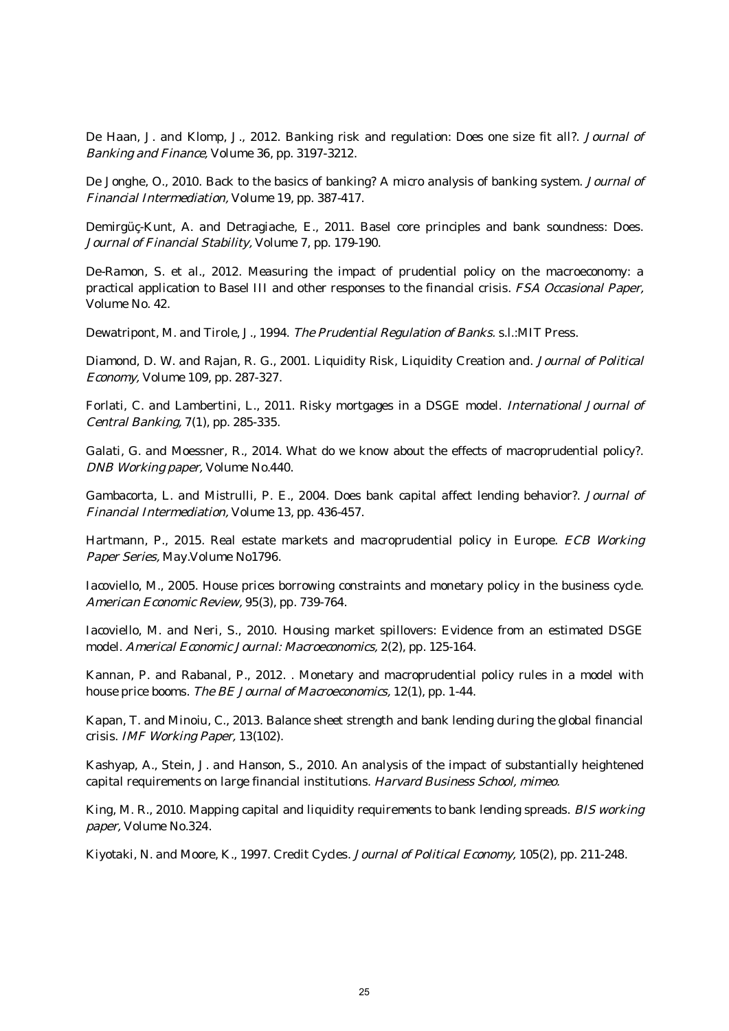De Haan, J. and Klomp, J., 2012. Banking risk and regulation: Does one size fit all?. *Journal of Banking and Finance,* Volume 36, pp. 3197-3212.

De Jonghe, O., 2010. Back to the basics of banking? A micro analysis of banking system. *Journal of Financial Intermediation,* Volume 19, pp. 387-417.

Demirgüç-Kunt, A. and Detragiache, E., 2011. Basel core principles and bank soundness: Does. *Journal of Financial Stability,* Volume 7, pp. 179-190.

De-Ramon, S. et al., 2012. Measuring the impact of prudential policy on the macroeconomy: a practical application to Basel III and other responses to the financial crisis. *FSA Occasional Paper,* Volume No. 42.

Dewatripont, M. and Tirole, J., 1994. *The Prudential Regulation of Banks.* s.l.:MIT Press.

Diamond, D. W. and Rajan, R. G., 2001. Liquidity Risk, Liquidity Creation and. *Journal of Political Economy,* Volume 109, pp. 287-327.

Forlati, C. and Lambertini, L., 2011. Risky mortgages in a DSGE model. *International Journal of Central Banking,* 7(1), pp. 285-335.

Galati, G. and Moessner, R., 2014. What do we know about the effects of macroprudential policy?. *DNB Working paper,* Volume No.440.

Gambacorta, L. and Mistrulli, P. E., 2004. Does bank capital affect lending behavior?. *Journal of Financial Intermediation,* Volume 13, pp. 436-457.

Hartmann, P., 2015. Real estate markets and macroprudential policy in Europe. *ECB Working Paper Series,* May.Volume No1796.

Iacoviello, M., 2005. House prices borrowing constraints and monetary policy in the business cycle. *American Economic Review,* 95(3), pp. 739-764.

Iacoviello, M. and Neri, S., 2010. Housing market spillovers: Evidence from an estimated DSGE model. *Americal Economic Journal: Macroeconomics,* 2(2), pp. 125-164.

Kannan, P. and Rabanal, P., 2012. . Monetary and macroprudential policy rules in a model with house price booms. *The BE Journal of Macroeconomics,* 12(1), pp. 1-44.

Kapan, T. and Minoiu, C., 2013. Balance sheet strength and bank lending during the global financial crisis. *IMF Working Paper,* 13(102).

Kashyap, A., Stein, J. and Hanson, S., 2010. An analysis of the impact of substantially heightened capital requirements on large financial institutions. *Harvard Business School, mimeo.*

King, M. R., 2010. Mapping capital and liquidity requirements to bank lending spreads. *BIS working paper,* Volume No.324.

Kiyotaki, N. and Moore, K., 1997. Credit Cycles. *Journal of Political Economy,* 105(2), pp. 211-248.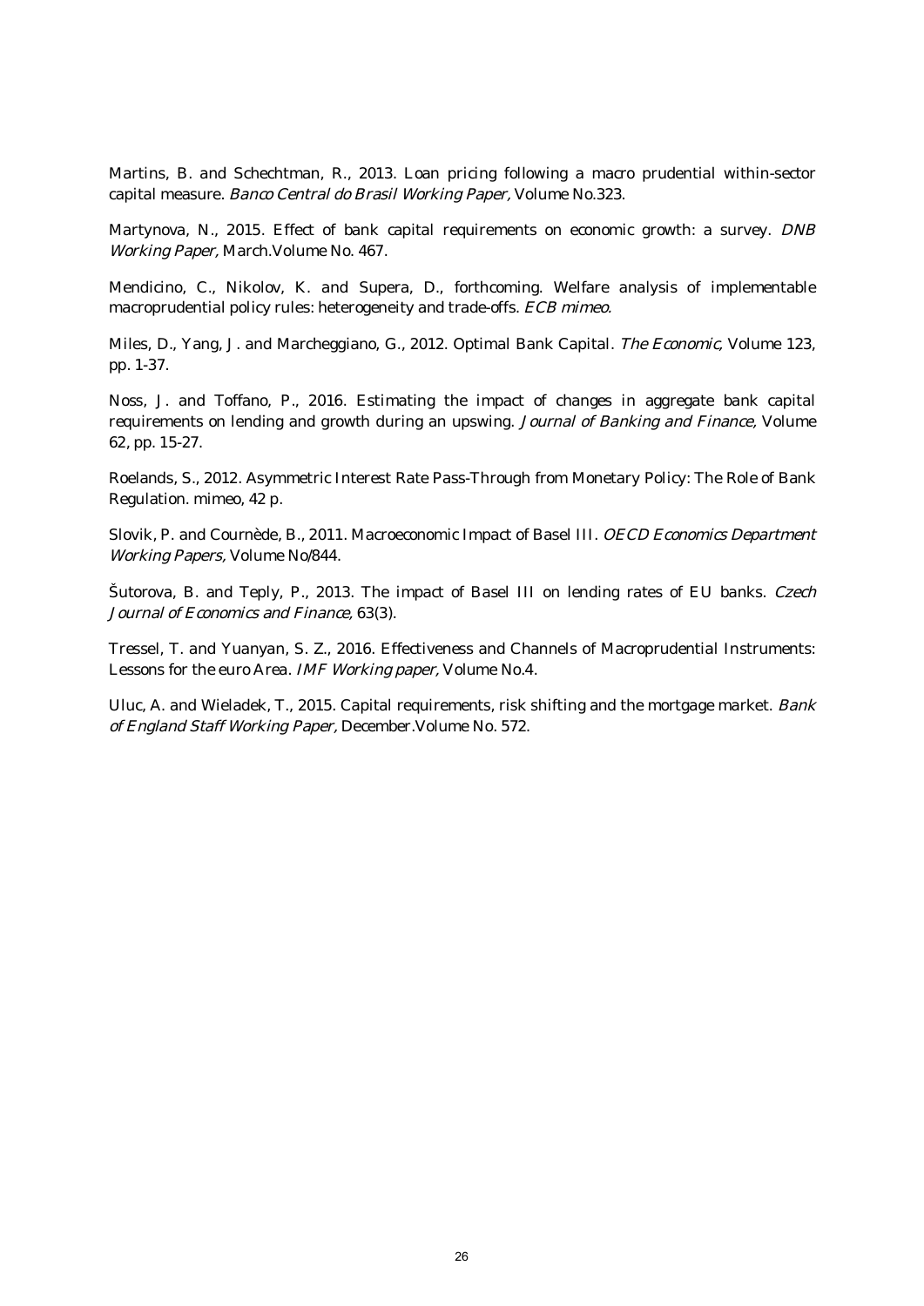Martins, B. and Schechtman, R., 2013. Loan pricing following a macro prudential within-sector capital measure. *Banco Central do Brasil Working Paper,* Volume No.323.

Martynova, N., 2015. Effect of bank capital requirements on economic growth: a survey. *DNB Working Paper,* March.Volume No. 467.

Mendicino, C., Nikolov, K. and Supera, D., forthcoming. Welfare analysis of implementable macroprudential policy rules: heterogeneity and trade-offs. *ECB mimeo.*

Miles, D., Yang, J. and Marcheggiano, G., 2012. Optimal Bank Capital. *The Economic,* Volume 123, pp. 1-37.

Noss, J. and Toffano, P., 2016. Estimating the impact of changes in aggregate bank capital requirements on lending and growth during an upswing. *Journal of Banking and Finance,* Volume 62, pp. 15-27.

Roelands, S., 2012. Asymmetric Interest Rate Pass-Through from Monetary Policy: The Role of Bank Regulation. mimeo, 42 p.

Slovik, P. and Cournède, B., 2011. Macroeconomic Impact of Basel III. *OECD Economics Department Working Papers,* Volume No/844.

Šutorova, B. and Teply, P., 2013. The impact of Basel III on lending rates of EU banks. *Czech Journal of Economics and Finance,* 63(3).

Tressel, T. and Yuanyan, S. Z., 2016. Effectiveness and Channels of Macroprudential Instruments: Lessons for the euro Area. *IMF Working paper,* Volume No.4.

Uluc, A. and Wieladek, T., 2015. Capital requirements, risk shifting and the mortgage market. *Bank of England Staff Working Paper,* December.Volume No. 572.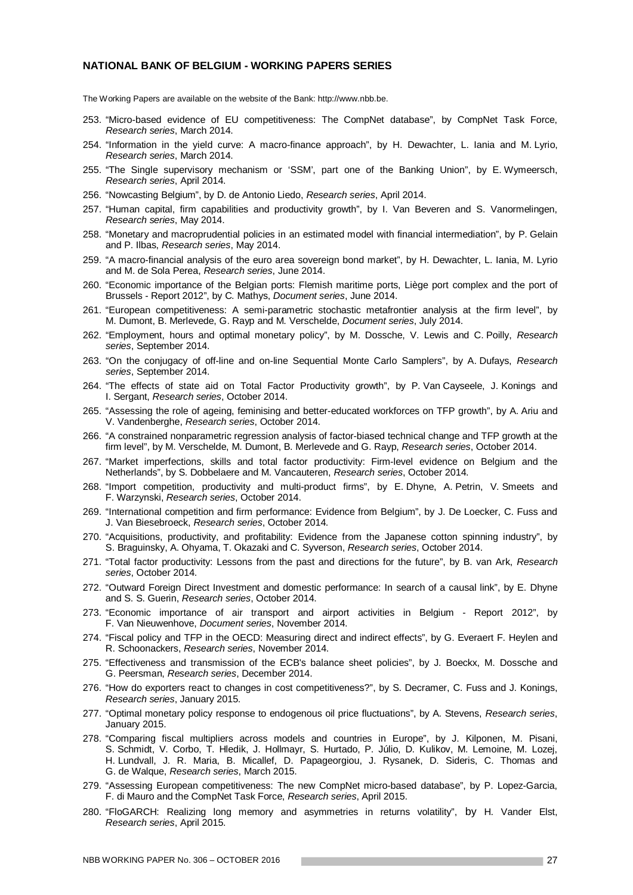## NATIONAL BANK OF BELGIUM - WORKING PAPERS SERIES

The Working Papers are available on the website of the Bank: http://www.nbb.be.

253. "Micro-based evidence of EU competitiveness: The CompNet database", by CompNet Task Force, *Research series*, March 2014.
254. "Information in the yield curve: A macro-finance approach", by H. Dewachter, L. Iania and M. Lyrio, *Research series*, March 2014.
255. "The Single supervisory mechanism or 'SSM', part one of the Banking Union", by E. Wymeersch, *Research series*, April 2014.
256. "Nowcasting Belgium", by D. de Antonio Liedo, *Research series*, April 2014.
257. "Human capital, firm capabilities and productivity growth", by I. Van Beveren and S. Vanormelingen, *Research series*, May 2014.
258. "Monetary and macroprudential policies in an estimated model with financial intermediation", by P. Gelain and P. Ilbas, *Research series*, May 2014.
259. "A macro-financial analysis of the euro area sovereign bond market", by H. Dewachter, L. Iania, M. Lyrio and M. de Sola Perea, *Research series*, June 2014.
260. "Economic importance of the Belgian ports: Flemish maritime ports, Liège port complex and the port of Brussels - Report 2012", by C. Mathys, *Document series*, June 2014.
261. "European competitiveness: A semi-parametric stochastic metafrontier analysis at the firm level", by M. Dumont, B. Merlevede, G. Rayp and M. Verschelde, *Document series*, July 2014.
262. "Employment, hours and optimal monetary policy", by M. Dossche, V. Lewis and C. Poilly, *Research series*, September 2014.
263. "On the conjugacy of off-line and on-line Sequential Monte Carlo Samplers", by A. Dufays, *Research series*, September 2014.
264. "The effects of state aid on Total Factor Productivity growth", by P. Van Cayseele, J. Konings and I. Sergant, *Research series*, October 2014.
265. "Assessing the role of ageing, feminising and better-educated workforces on TFP growth", by A. Ariu and V. Vandenberghe, *Research series*, October 2014.
266. "A constrained nonparametric regression analysis of factor-biased technical change and TFP growth at the firm level", by M. Verschelde, M. Dumont, B. Merlevede and G. Rayp, *Research series*, October 2014.
267. "Market imperfections, skills and total factor productivity: Firm-level evidence on Belgium and the Netherlands", by S. Dobbelaere and M. Vancauteren, *Research series*, October 2014.
268. "Import competition, productivity and multi-product firms", by E. Dhyne, A. Petrin, V. Smeets and F. Warzynski, *Research series*, October 2014.
269. "International competition and firm performance: Evidence from Belgium", by J. De Loecker, C. Fuss and J. Van Biesebroeck, *Research series*, October 2014.
270. "Acquisitions, productivity, and profitability: Evidence from the Japanese cotton spinning industry", by S. Braguinsky, A. Ohyama, T. Okazaki and C. Syverson, *Research series*, October 2014.
271. "Total factor productivity: Lessons from the past and directions for the future", by B. van Ark, *Research series*, October 2014.
272. "Outward Foreign Direct Investment and domestic performance: In search of a causal link", by E. Dhyne and S. S. Guerin, *Research series*, October 2014.
273. "Economic importance of air transport and airport activities in Belgium - Report 2012", by F. Van Nieuwenhove, *Document series*, November 2014.
274. "Fiscal policy and TFP in the OECD: Measuring direct and indirect effects", by G. Everaert F. Heylen and R. Schoonackers, *Research series*, November 2014.
275. "Effectiveness and transmission of the ECB's balance sheet policies", by J. Boeckx, M. Dossche and G. Peersman, *Research series*, December 2014.
276. "How do exporters react to changes in cost competitiveness?", by S. Decramer, C. Fuss and J. Konings, *Research series*, January 2015.
277. "Optimal monetary policy response to endogenous oil price fluctuations", by A. Stevens, *Research series*, January 2015.
278. "Comparing fiscal multipliers across models and countries in Europe", by J. Kilponen, M. Pisani, S. Schmidt, V. Corbo, T. Hledik, J. Hollmayr, S. Hurtado, P. Júlio, D. Kulikov, M. Lemoine, M. Lozej, H. Lundvall, J. R. Maria, B. Micallef, D. Papageorgiou, J. Rysanek, D. Sideris, C. Thomas and G. de Walque, *Research series*, March 2015.
279. "Assessing European competitiveness: The new CompNet micro-based database", by P. Lopez-Garcia, F. di Mauro and the CompNet Task Force, *Research series*, April 2015.
280. "FloGARCH: Realizing long memory and asymmetries in returns volatility", by H. Vander Elst, *Research series*, April 2015.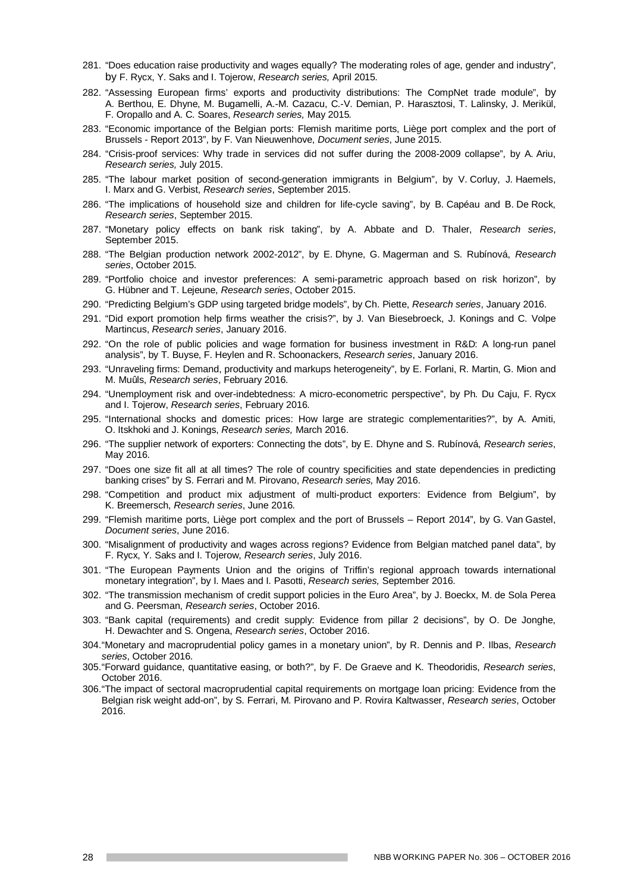281. "Does education raise productivity and wages equally? The moderating roles of age, gender and industry", by F. Rycx, Y. Saks and I. Tojerow, *Research series,* April 2015.
282. "Assessing European firms' exports and productivity distributions: The CompNet trade module", by A. Berthou, E. Dhyne, M. Bugamelli, A.-M. Cazacu, C.-V. Demian, P. Harasztosi, T. Lalinsky, J. Meriküll, F. Oropallo and A. C. Soares, *Research series,* May 2015.
283. "Economic importance of the Belgian ports: Flemish maritime ports, Liège port complex and the port of Brussels - Report 2013", by F. Van Nieuwenhove, *Document series*, June 2015.
284. "Crisis-proof services: Why trade in services did not suffer during the 2008-2009 collapse", by A. Ariu, *Research series,* July 2015.
285. "The labour market position of second-generation immigrants in Belgium", by V. Corluy, J. Haemels, I. Marx and G. Verbist, *Research series*, September 2015.
286. "The implications of household size and children for life-cycle saving", by B. Capéau and B. De Rock, *Research series*, September 2015.
287. "Monetary policy effects on bank risk taking", by A. Abbate and D. Thaler, *Research series*, September 2015.
288. "The Belgian production network 2002-2012", by E. Dhyne, G. Magerman and S. Rubínová, *Research series*, October 2015.
289. "Portfolio choice and investor preferences: A semi-parametric approach based on risk horizon", by G. Hübner and T. Lejeune, *Research series*, October 2015.
290. "Predicting Belgium's GDP using targeted bridge models", by Ch. Piette, *Research series*, January 2016.
291. "Did export promotion help firms weather the crisis?", by J. Van Biesebroeck, J. Konings and C. Volpe Martincus, *Research series*, January 2016.
292. "On the role of public policies and wage formation for business investment in R&D: A long-run panel analysis", by T. Buyse, F. Heylen and R. Schoonackers, *Research series*, January 2016.
293. "Unraveling firms: Demand, productivity and markups heterogeneity", by E. Forlani, R. Martin, G. Mion and M. Muûls, *Research series*, February 2016.
294. "Unemployment risk and over-indebtedness: A micro-econometric perspective", by Ph. Du Caju, F. Rycx and I. Tojerow, *Research series*, February 2016.
295. "International shocks and domestic prices: How large are strategic complementarities?", by A. Amiti, O. Itskhoki and J. Konings, *Research series,* March 2016.
296. "The supplier network of exporters: Connecting the dots", by E. Dhyne and S. Rubínová, *Research series*, May 2016.
297. "Does one size fit all at all times? The role of country specificities and state dependencies in predicting banking crises" by S. Ferrari and M. Pirovano, *Research series,* May 2016.
298. "Competition and product mix adjustment of multi-product exporters: Evidence from Belgium", by K. Breemersch, *Research series*, June 2016.
299. "Flemish maritime ports, Liège port complex and the port of Brussels – Report 2014", by G. Van Gastel, *Document series*, June 2016.
300. "Misalignment of productivity and wages across regions? Evidence from Belgian matched panel data", by F. Rycx, Y. Saks and I. Tojerow, *Research series*, July 2016.
301. "The European Payments Union and the origins of Triffin's regional approach towards international monetary integration", by I. Maes and I. Pasotti, *Research series,* September 2016.
302. "The transmission mechanism of credit support policies in the Euro Area", by J. Boeckx, M. de Sola Perea and G. Peersman, *Research series*, October 2016.
303. "Bank capital (requirements) and credit supply: Evidence from pillar 2 decisions", by O. De Jonghe, H. Dewachter and S. Ongena, *Research series*, October 2016.
304. "Monetary and macroprudential policy games in a monetary union", by R. Dennis and P. Ilbas, *Research series*, October 2016.
305. "Forward guidance, quantitative easing, or both?", by F. De Graeve and K. Theodoridis, *Research series*, October 2016.
306. "The impact of sectoral macroprudential capital requirements on mortgage loan pricing: Evidence from the Belgian risk weight add-on", by S. Ferrari, M. Pirovano and P. Rovira Kaltwasser, *Research series*, October 2016.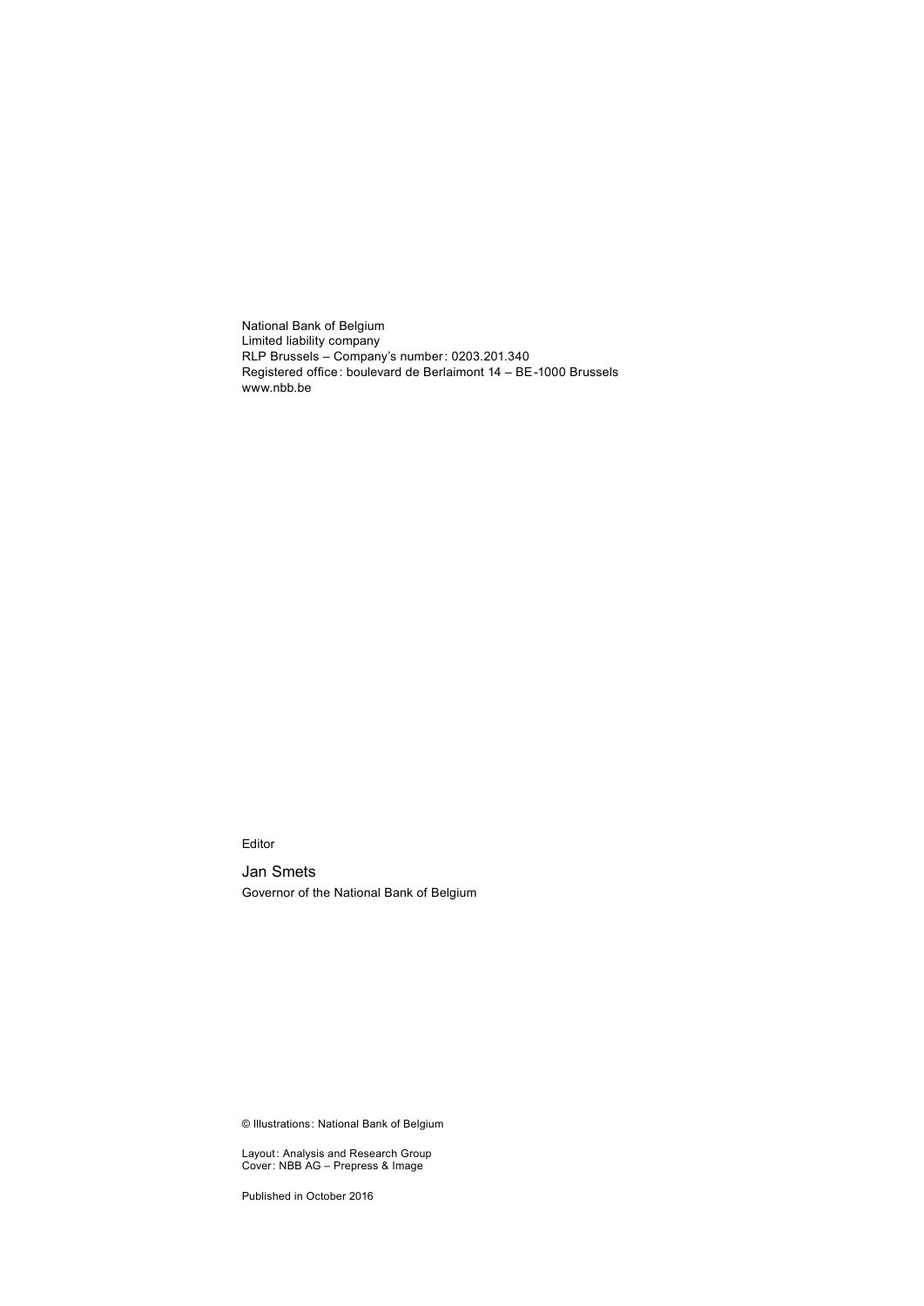National Bank of Belgium
Limited liability company
RLP Brussels – Company's number: 0203.201.340
Registered office: boulevard de Berlaimont 14 – BE-1000 Brussels
www.nbb.be

Editor

Jan Smets
Governor of the National Bank of Belgium

© Illustrations: National Bank of Belgium

Layout: Analysis and Research Group
Cover: NBB AG – Prepress & Image

Published in October 2016